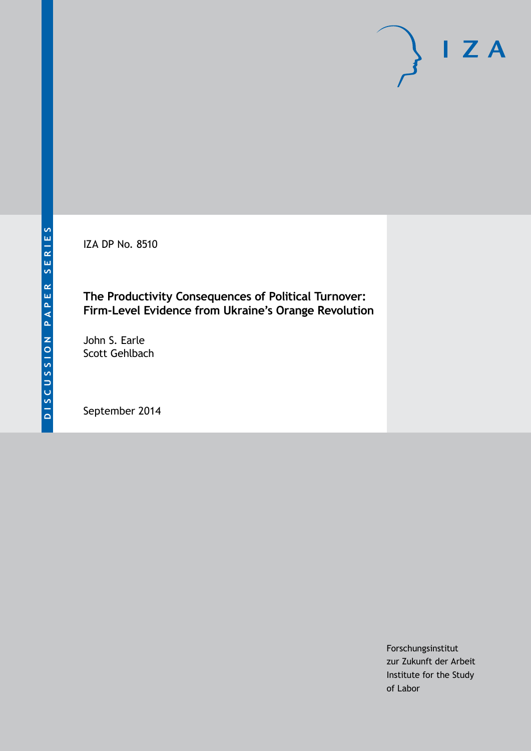DISCUSSION PAPER SERIES

IZA DP No. 8510

# The Productivity Consequences of Political Turnover: Firm-Level Evidence from Ukraine's Orange Revolution

John S. Earle
Scott Gehlbach

September 2014

Forschungsinstitut
zur Zukunft der Arbeit
Institute for the Study
of Labor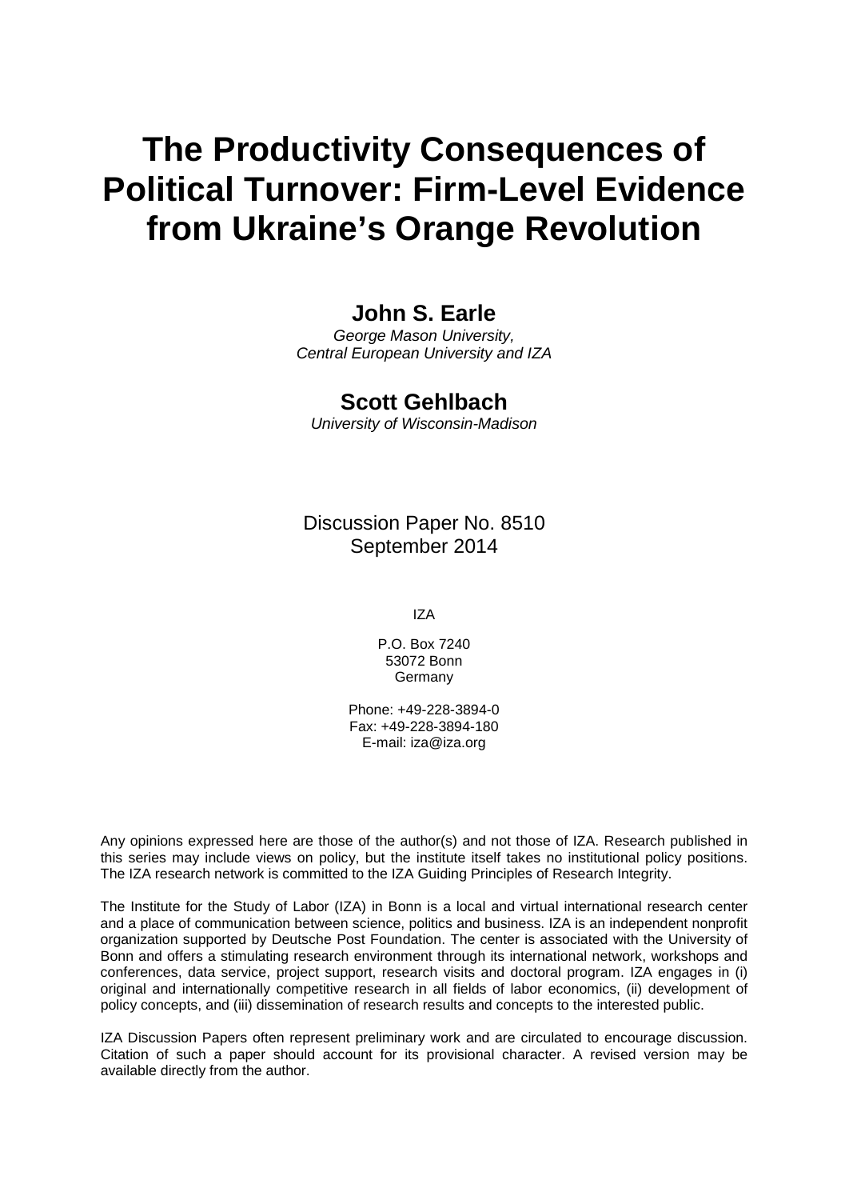# The Productivity Consequences of Political Turnover: Firm-Level Evidence from Ukraine's Orange Revolution

**John S. Earle**

*George Mason University,*
*Central European University and IZA*

**Scott Gehlbach**

*University of Wisconsin-Madison*

Discussion Paper No. 8510
September 2014

IZA

P.O. Box 7240
53072 Bonn
Germany

Phone: +49-228-3894-0
Fax: +49-228-3894-180
E-mail: iza@iza.org

Any opinions expressed here are those of the author(s) and not those of IZA. Research published in this series may include views on policy, but the institute itself takes no institutional policy positions. The IZA research network is committed to the IZA Guiding Principles of Research Integrity.

The Institute for the Study of Labor (IZA) in Bonn is a local and virtual international research center and a place of communication between science, politics and business. IZA is an independent nonprofit organization supported by Deutsche Post Foundation. The center is associated with the University of Bonn and offers a stimulating research environment through its international network, workshops and conferences, data service, project support, research visits and doctoral program. IZA engages in (i) original and internationally competitive research in all fields of labor economics, (ii) development of policy concepts, and (iii) dissemination of research results and concepts to the interested public.

IZA Discussion Papers often represent preliminary work and are circulated to encourage discussion. Citation of such a paper should account for its provisional character. A revised version may be available directly from the author.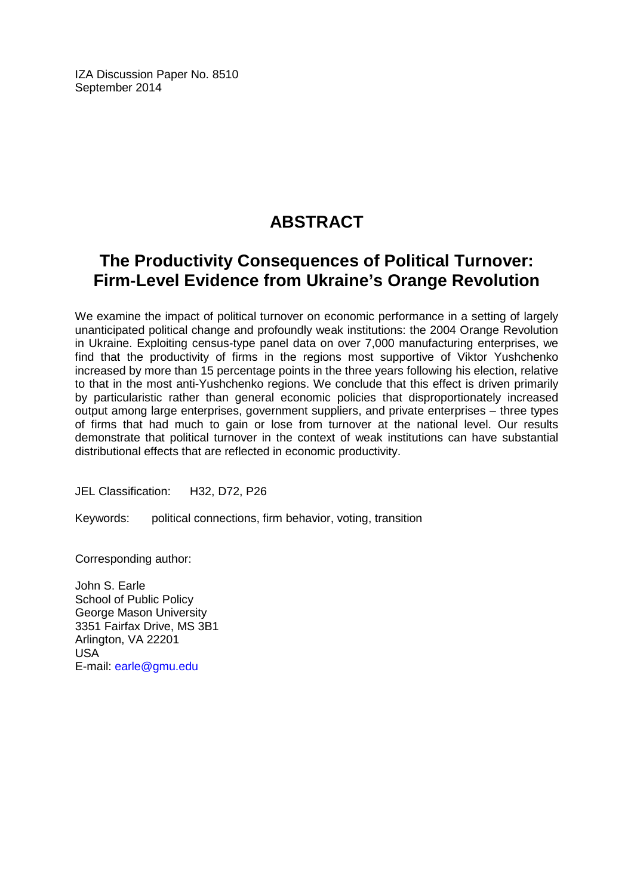IZA Discussion Paper No. 8510
September 2014

# ABSTRACT

## The Productivity Consequences of Political Turnover: Firm-Level Evidence from Ukraine's Orange Revolution

We examine the impact of political turnover on economic performance in a setting of largely unanticipated political change and profoundly weak institutions: the 2004 Orange Revolution in Ukraine. Exploiting census-type panel data on over 7,000 manufacturing enterprises, we find that the productivity of firms in the regions most supportive of Viktor Yushchenko increased by more than 15 percentage points in the three years following his election, relative to that in the most anti-Yushchenko regions. We conclude that this effect is driven primarily by particularistic rather than general economic policies that disproportionately increased output among large enterprises, government suppliers, and private enterprises – three types of firms that had much to gain or lose from turnover at the national level. Our results demonstrate that political turnover in the context of weak institutions can have substantial distributional effects that are reflected in economic productivity.

JEL Classification: H32, D72, P26

Keywords: political connections, firm behavior, voting, transition

Corresponding author:

John S. Earle
School of Public Policy
George Mason University
3351 Fairfax Drive, MS 3B1
Arlington, VA 22201
USA
E-mail: earle@gmu.edu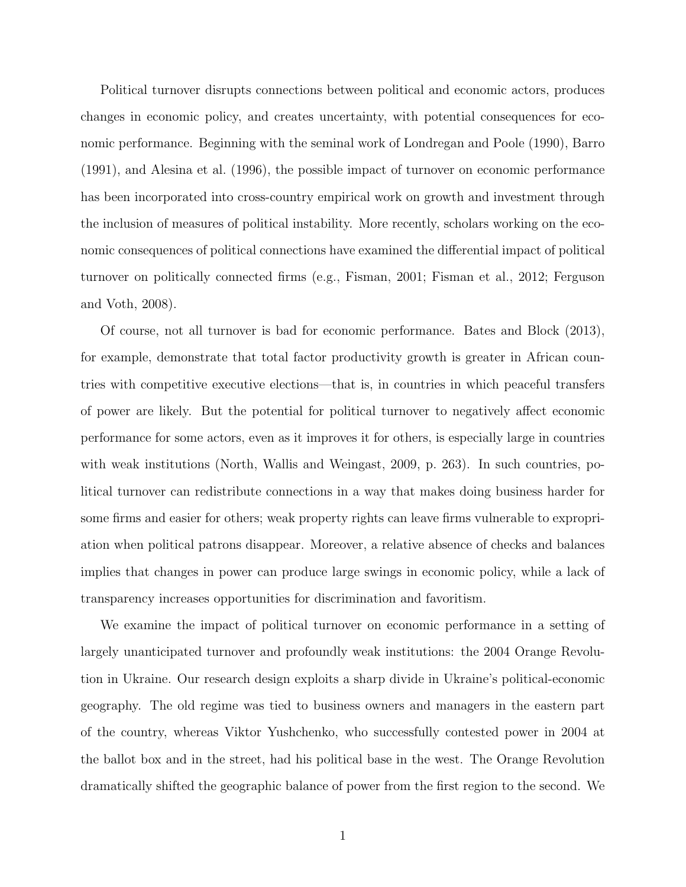Political turnover disrupts connections between political and economic actors, produces changes in economic policy, and creates uncertainty, with potential consequences for economic performance. Beginning with the seminal work of Londregan and Poole (1990), Barro (1991), and Alesina et al. (1996), the possible impact of turnover on economic performance has been incorporated into cross-country empirical work on growth and investment through the inclusion of measures of political instability. More recently, scholars working on the economic consequences of political connections have examined the differential impact of political turnover on politically connected firms (e.g., Fisman, 2001; Fisman et al., 2012; Ferguson and Voth, 2008).

Of course, not all turnover is bad for economic performance. Bates and Block (2013), for example, demonstrate that total factor productivity growth is greater in African countries with competitive executive elections—that is, in countries in which peaceful transfers of power are likely. But the potential for political turnover to negatively affect economic performance for some actors, even as it improves it for others, is especially large in countries with weak institutions (North, Wallis and Weingast, 2009, p. 263). In such countries, political turnover can redistribute connections in a way that makes doing business harder for some firms and easier for others; weak property rights can leave firms vulnerable to expropriation when political patrons disappear. Moreover, a relative absence of checks and balances implies that changes in power can produce large swings in economic policy, while a lack of transparency increases opportunities for discrimination and favoritism.

We examine the impact of political turnover on economic performance in a setting of largely unanticipated turnover and profoundly weak institutions: the 2004 Orange Revolution in Ukraine. Our research design exploits a sharp divide in Ukraine's political-economic geography. The old regime was tied to business owners and managers in the eastern part of the country, whereas Viktor Yushchenko, who successfully contested power in 2004 at the ballot box and in the street, had his political base in the west. The Orange Revolution dramatically shifted the geographic balance of power from the first region to the second. We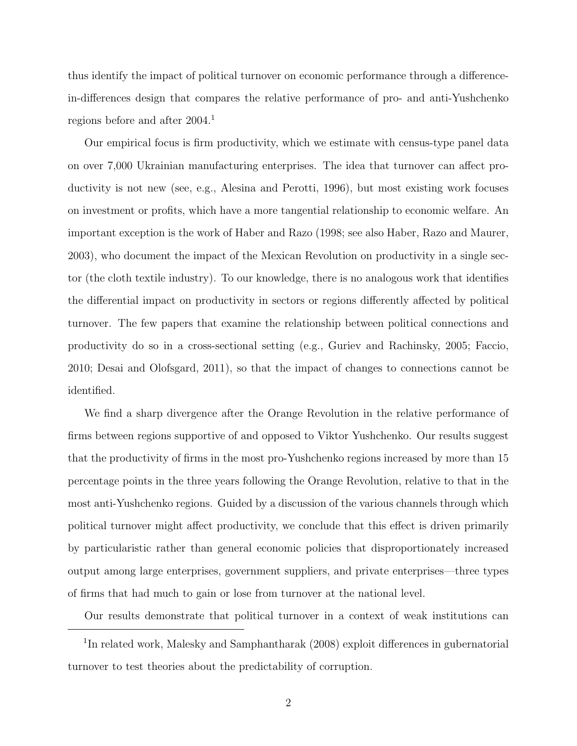thus identify the impact of political turnover on economic performance through a difference-in-differences design that compares the relative performance of pro- and anti-Yushchenko regions before and after 2004.[1]

Our empirical focus is firm productivity, which we estimate with census-type panel data on over 7,000 Ukrainian manufacturing enterprises. The idea that turnover can affect productivity is not new (see, e.g., Alesina and Perotti, 1996), but most existing work focuses on investment or profits, which have a more tangential relationship to economic welfare. An important exception is the work of Haber and Razo (1998; see also Haber, Razo and Maurer, 2003), who document the impact of the Mexican Revolution on productivity in a single sector (the cloth textile industry). To our knowledge, there is no analogous work that identifies the differential impact on productivity in sectors or regions differently affected by political turnover. The few papers that examine the relationship between political connections and productivity do so in a cross-sectional setting (e.g., Guriev and Rachinsky, 2005; Faccio, 2010; Desai and Olofsgard, 2011), so that the impact of changes to connections cannot be identified.

We find a sharp divergence after the Orange Revolution in the relative performance of firms between regions supportive of and opposed to Viktor Yushchenko. Our results suggest that the productivity of firms in the most pro-Yushchenko regions increased by more than 15 percentage points in the three years following the Orange Revolution, relative to that in the most anti-Yushchenko regions. Guided by a discussion of the various channels through which political turnover might affect productivity, we conclude that this effect is driven primarily by particularistic rather than general economic policies that disproportionately increased output among large enterprises, government suppliers, and private enterprises—three types of firms that had much to gain or lose from turnover at the national level.

Our results demonstrate that political turnover in a context of weak institutions can

[1] In related work, Malesky and Samphantharak (2008) exploit differences in gubernatorial turnover to test theories about the predictability of corruption.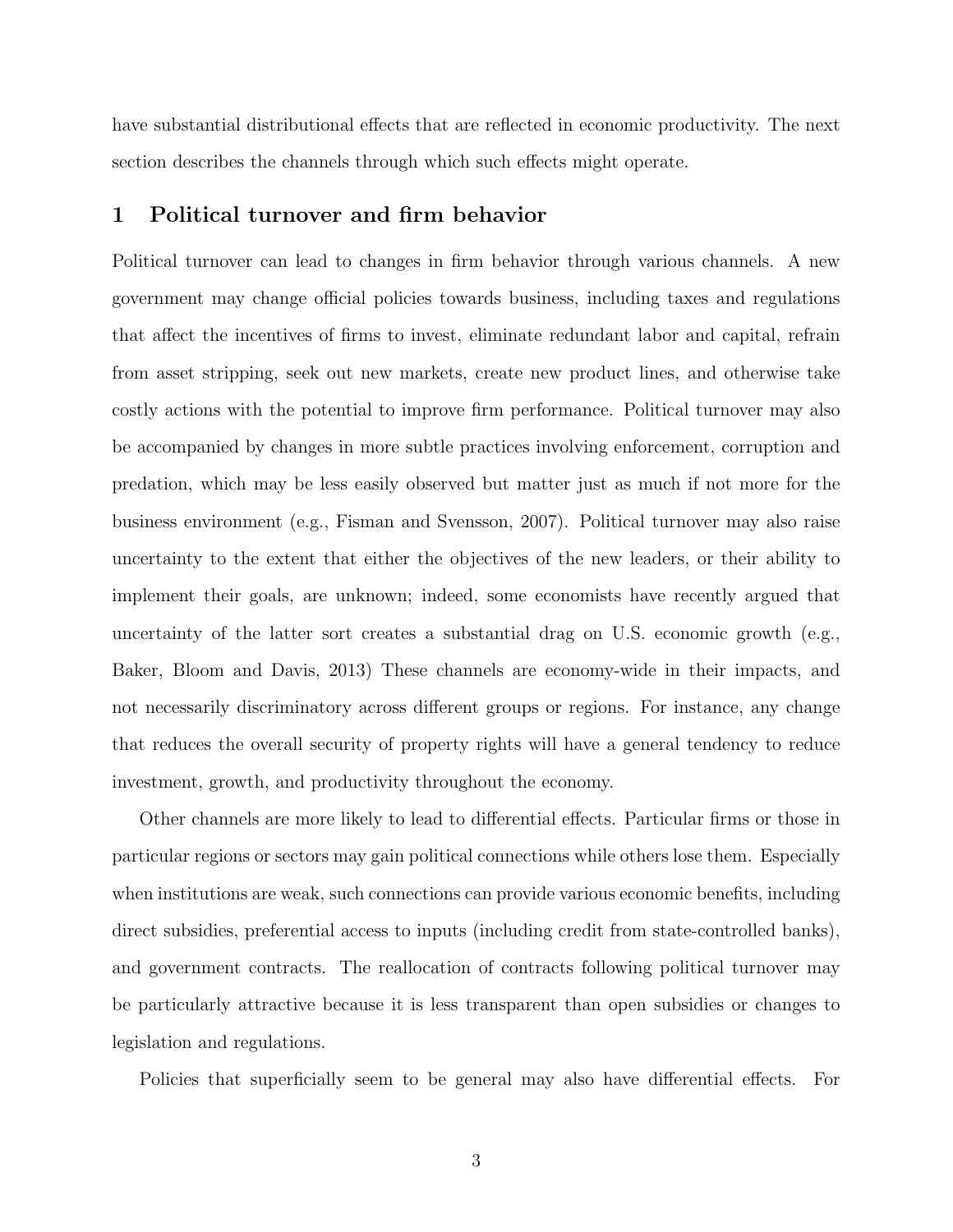have substantial distributional effects that are reflected in economic productivity. The next section describes the channels through which such effects might operate.

## 1 Political turnover and firm behavior

Political turnover can lead to changes in firm behavior through various channels. A new government may change official policies towards business, including taxes and regulations that affect the incentives of firms to invest, eliminate redundant labor and capital, refrain from asset stripping, seek out new markets, create new product lines, and otherwise take costly actions with the potential to improve firm performance. Political turnover may also be accompanied by changes in more subtle practices involving enforcement, corruption and predation, which may be less easily observed but matter just as much if not more for the business environment (e.g., Fisman and Svensson, 2007). Political turnover may also raise uncertainty to the extent that either the objectives of the new leaders, or their ability to implement their goals, are unknown; indeed, some economists have recently argued that uncertainty of the latter sort creates a substantial drag on U.S. economic growth (e.g., Baker, Bloom and Davis, 2013) These channels are economy-wide in their impacts, and not necessarily discriminatory across different groups or regions. For instance, any change that reduces the overall security of property rights will have a general tendency to reduce investment, growth, and productivity throughout the economy.

Other channels are more likely to lead to differential effects. Particular firms or those in particular regions or sectors may gain political connections while others lose them. Especially when institutions are weak, such connections can provide various economic benefits, including direct subsidies, preferential access to inputs (including credit from state-controlled banks), and government contracts. The reallocation of contracts following political turnover may be particularly attractive because it is less transparent than open subsidies or changes to legislation and regulations.

Policies that superficially seem to be general may also have differential effects. For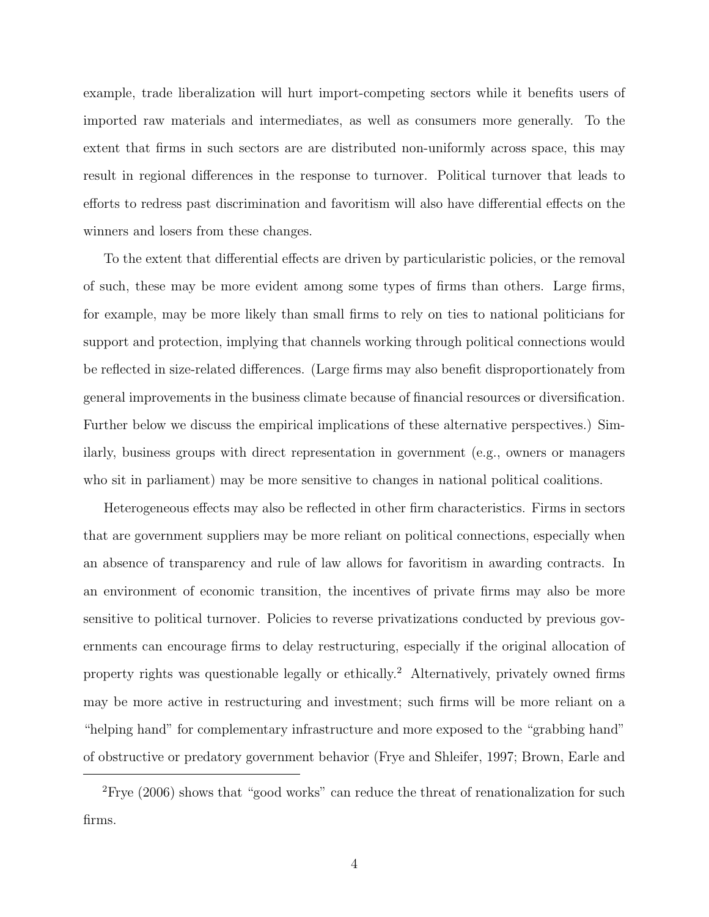example, trade liberalization will hurt import-competing sectors while it benefits users of imported raw materials and intermediates, as well as consumers more generally. To the extent that firms in such sectors are are distributed non-uniformly across space, this may result in regional differences in the response to turnover. Political turnover that leads to efforts to redress past discrimination and favoritism will also have differential effects on the winners and losers from these changes.

To the extent that differential effects are driven by particularistic policies, or the removal of such, these may be more evident among some types of firms than others. Large firms, for example, may be more likely than small firms to rely on ties to national politicians for support and protection, implying that channels working through political connections would be reflected in size-related differences. (Large firms may also benefit disproportionately from general improvements in the business climate because of financial resources or diversification. Further below we discuss the empirical implications of these alternative perspectives.) Similarly, business groups with direct representation in government (e.g., owners or managers who sit in parliament) may be more sensitive to changes in national political coalitions.

Heterogeneous effects may also be reflected in other firm characteristics. Firms in sectors that are government suppliers may be more reliant on political connections, especially when an absence of transparency and rule of law allows for favoritism in awarding contracts. In an environment of economic transition, the incentives of private firms may also be more sensitive to political turnover. Policies to reverse privatizations conducted by previous governments can encourage firms to delay restructuring, especially if the original allocation of property rights was questionable legally or ethically.[2] Alternatively, privately owned firms may be more active in restructuring and investment; such firms will be more reliant on a "helping hand" for complementary infrastructure and more exposed to the "grabbing hand" of obstructive or predatory government behavior (Frye and Shleifer, 1997; Brown, Earle and

[2] Frye (2006) shows that "good works" can reduce the threat of renationalization for such firms.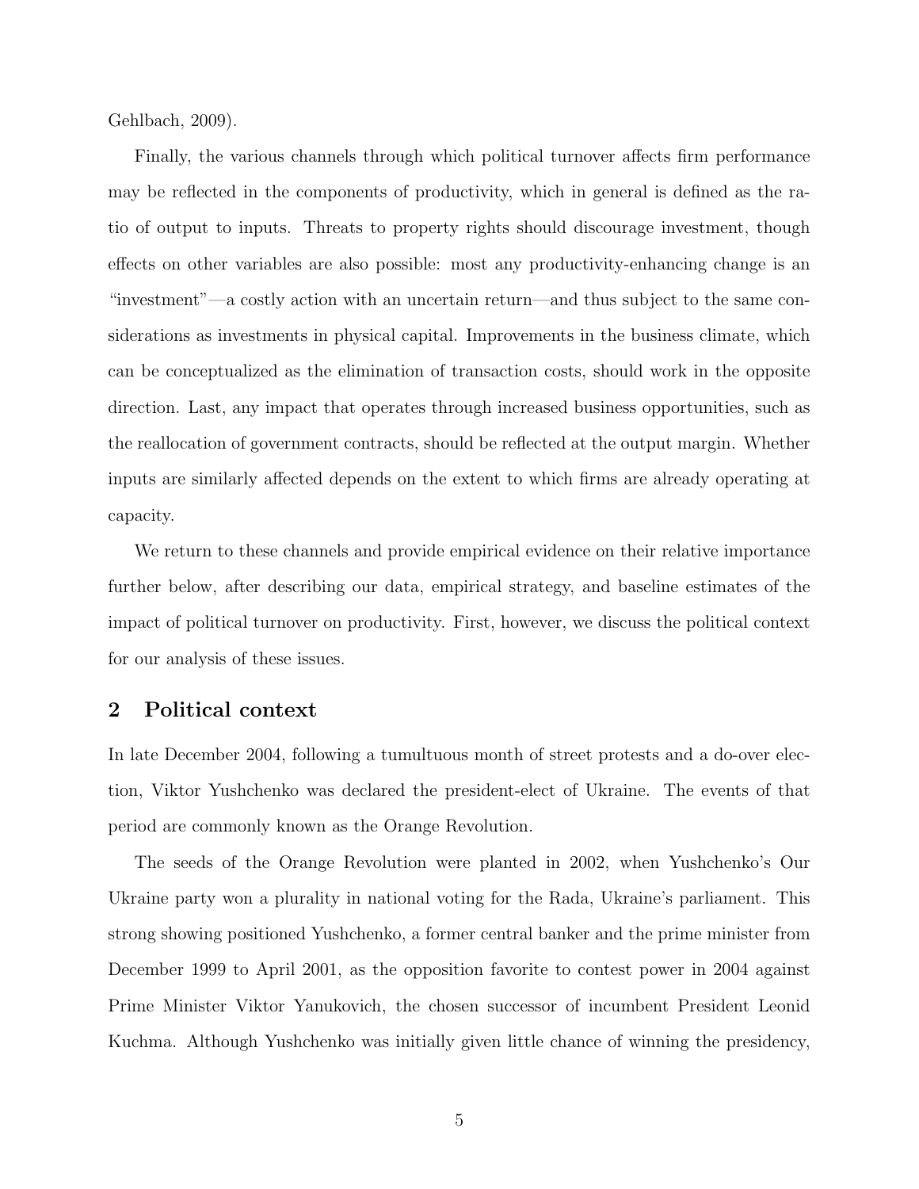Gehlbach, 2009).

Finally, the various channels through which political turnover affects firm performance may be reflected in the components of productivity, which in general is defined as the ratio of output to inputs. Threats to property rights should discourage investment, though effects on other variables are also possible: most any productivity-enhancing change is an "investment"—a costly action with an uncertain return—and thus subject to the same considerations as investments in physical capital. Improvements in the business climate, which can be conceptualized as the elimination of transaction costs, should work in the opposite direction. Last, any impact that operates through increased business opportunities, such as the reallocation of government contracts, should be reflected at the output margin. Whether inputs are similarly affected depends on the extent to which firms are already operating at capacity.

We return to these channels and provide empirical evidence on their relative importance further below, after describing our data, empirical strategy, and baseline estimates of the impact of political turnover on productivity. First, however, we discuss the political context for our analysis of these issues.

## 2 Political context

In late December 2004, following a tumultuous month of street protests and a do-over election, Viktor Yushchenko was declared the president-elect of Ukraine. The events of that period are commonly known as the Orange Revolution.

The seeds of the Orange Revolution were planted in 2002, when Yushchenko's Our Ukraine party won a plurality in national voting for the Rada, Ukraine's parliament. This strong showing positioned Yushchenko, a former central banker and the prime minister from December 1999 to April 2001, as the opposition favorite to contest power in 2004 against Prime Minister Viktor Yanukovich, the chosen successor of incumbent President Leonid Kuchma. Although Yushchenko was initially given little chance of winning the presidency,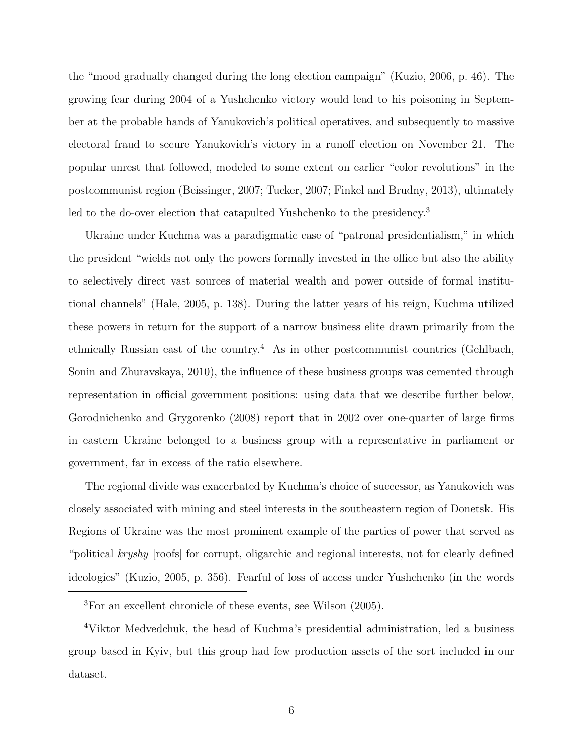the "mood gradually changed during the long election campaign" (Kuzio, 2006, p. 46). The growing fear during 2004 of a Yushchenko victory would lead to his poisoning in September at the probable hands of Yanukovich's political operatives, and subsequently to massive electoral fraud to secure Yanukovich's victory in a runoff election on November 21. The popular unrest that followed, modeled to some extent on earlier "color revolutions" in the postcommunist region (Beissinger, 2007; Tucker, 2007; Finkel and Brudny, 2013), ultimately led to the do-over election that catapulted Yushchenko to the presidency.[3]

Ukraine under Kuchma was a paradigmatic case of "patronal presidentialism," in which the president "wields not only the powers formally invested in the office but also the ability to selectively direct vast sources of material wealth and power outside of formal institutional channels" (Hale, 2005, p. 138). During the latter years of his reign, Kuchma utilized these powers in return for the support of a narrow business elite drawn primarily from the ethnically Russian east of the country.[4] As in other postcommunist countries (Gehlbach, Sonin and Zhuravskaya, 2010), the influence of these business groups was cemented through representation in official government positions: using data that we describe further below, Gorodnichenko and Grygorenko (2008) report that in 2002 over one-quarter of large firms in eastern Ukraine belonged to a business group with a representative in parliament or government, far in excess of the ratio elsewhere.

The regional divide was exacerbated by Kuchma's choice of successor, as Yanukovich was closely associated with mining and steel interests in the southeastern region of Donetsk. His Regions of Ukraine was the most prominent example of the parties of power that served as "political *kryshy* [roofs] for corrupt, oligarchic and regional interests, not for clearly defined ideologies" (Kuzio, 2005, p. 356). Fearful of loss of access under Yushchenko (in the words

[3]For an excellent chronicle of these events, see Wilson (2005).

[4]Viktor Medvedchuk, the head of Kuchma's presidential administration, led a business group based in Kyiv, but this group had few production assets of the sort included in our dataset.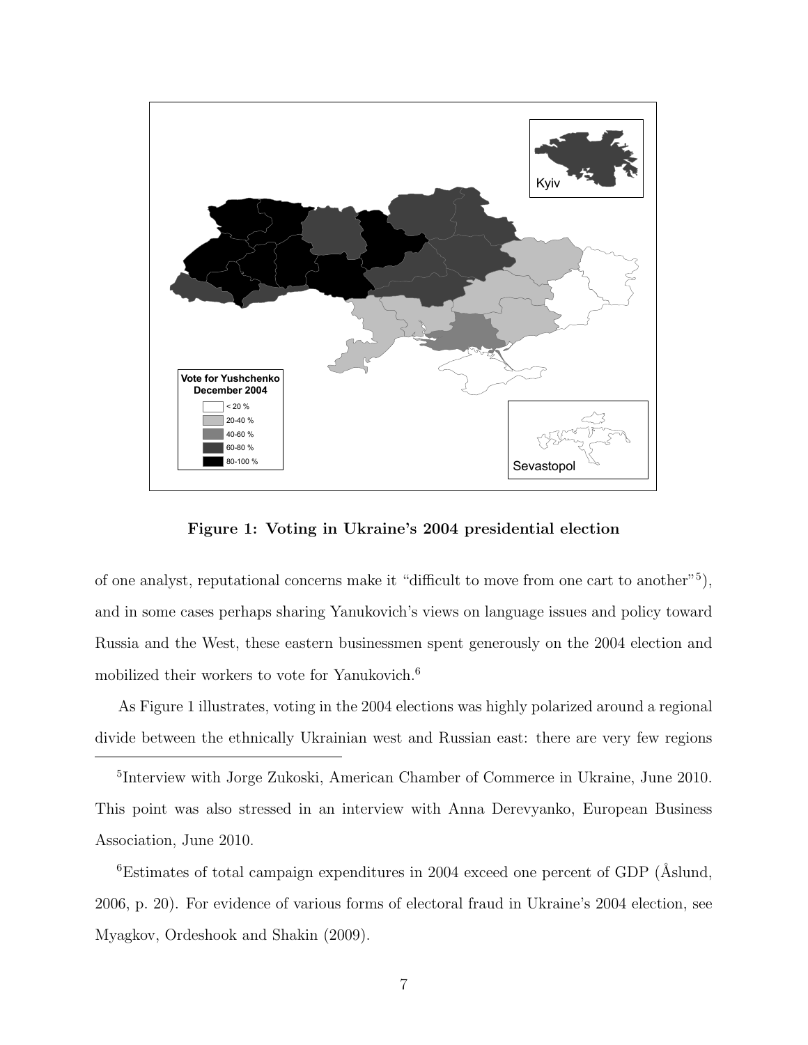**Figure 1: Voting in Ukraine's 2004 presidential election**

of one analyst, reputational concerns make it "difficult to move from one cart to another"[5]), and in some cases perhaps sharing Yanukovich's views on language issues and policy toward Russia and the West, these eastern businessmen spent generously on the 2004 election and mobilized their workers to vote for Yanukovich.[6]

As Figure 1 illustrates, voting in the 2004 elections was highly polarized around a regional divide between the ethnically Ukrainian west and Russian east: there are very few regions

---

[5]Interview with Jorge Zukoski, American Chamber of Commerce in Ukraine, June 2010. This point was also stressed in an interview with Anna Derevyanko, European Business Association, June 2010.

[6]Estimates of total campaign expenditures in 2004 exceed one percent of GDP (Åslund, 2006, p. 20). For evidence of various forms of electoral fraud in Ukraine's 2004 election, see Myagkov, Ordeshook and Shakin (2009).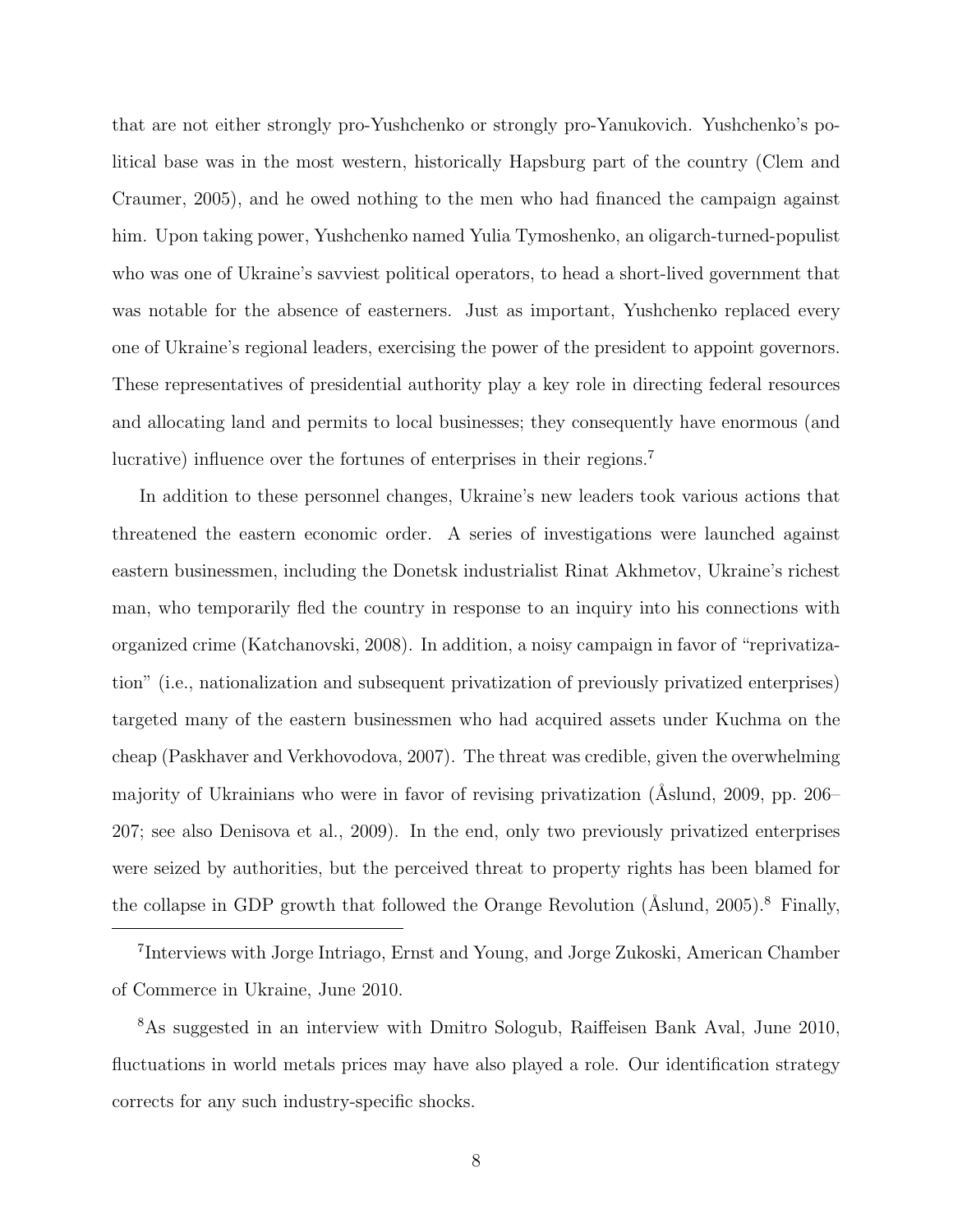that are not either strongly pro-Yushchenko or strongly pro-Yanukovich. Yushchenko's political base was in the most western, historically Hapsburg part of the country (Clem and Craumer, 2005), and he owed nothing to the men who had financed the campaign against him. Upon taking power, Yushchenko named Yulia Tymoshenko, an oligarch-turned-populist who was one of Ukraine's savviest political operators, to head a short-lived government that was notable for the absence of easterners. Just as important, Yushchenko replaced every one of Ukraine's regional leaders, exercising the power of the president to appoint governors. These representatives of presidential authority play a key role in directing federal resources and allocating land and permits to local businesses; they consequently have enormous (and lucrative) influence over the fortunes of enterprises in their regions.[7]

In addition to these personnel changes, Ukraine's new leaders took various actions that threatened the eastern economic order. A series of investigations were launched against eastern businessmen, including the Donetsk industrialist Rinat Akhmetov, Ukraine's richest man, who temporarily fled the country in response to an inquiry into his connections with organized crime (Katchanovski, 2008). In addition, a noisy campaign in favor of "reprivatization" (i.e., nationalization and subsequent privatization of previously privatized enterprises) targeted many of the eastern businessmen who had acquired assets under Kuchma on the cheap (Paskhaver and Verkhovodova, 2007). The threat was credible, given the overwhelming majority of Ukrainians who were in favor of revising privatization (Åslund, 2009, pp. 206–207; see also Denisova et al., 2009). In the end, only two previously privatized enterprises were seized by authorities, but the perceived threat to property rights has been blamed for the collapse in GDP growth that followed the Orange Revolution (Åslund, 2005).[8] Finally,

[7] Interviews with Jorge Intriago, Ernst and Young, and Jorge Zukoski, American Chamber of Commerce in Ukraine, June 2010.

[8] As suggested in an interview with Dmitro Sologub, Raiffeisen Bank Aval, June 2010, fluctuations in world metals prices may have also played a role. Our identification strategy corrects for any such industry-specific shocks.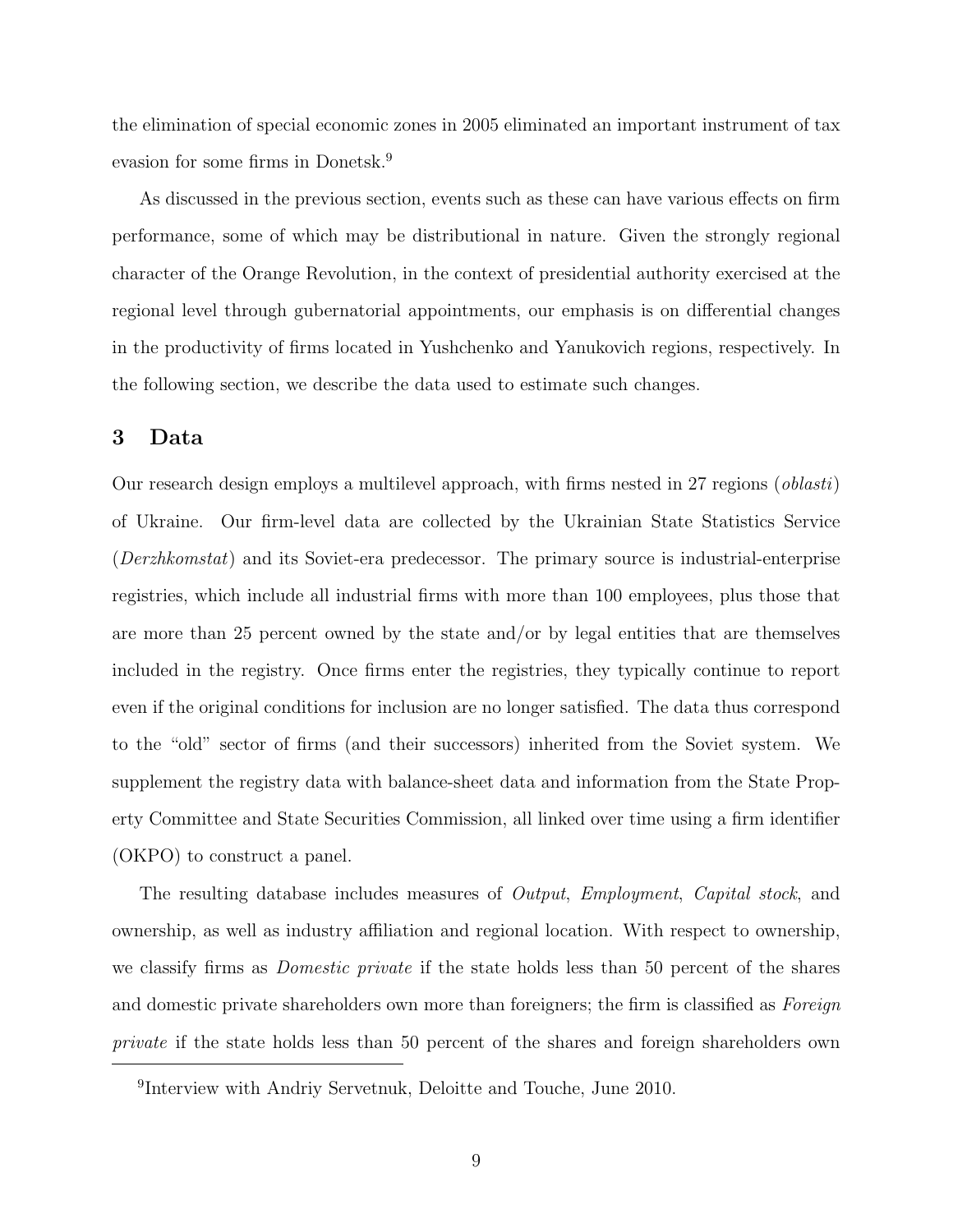the elimination of special economic zones in 2005 eliminated an important instrument of tax evasion for some firms in Donetsk.[9]

As discussed in the previous section, events such as these can have various effects on firm performance, some of which may be distributional in nature. Given the strongly regional character of the Orange Revolution, in the context of presidential authority exercised at the regional level through gubernatorial appointments, our emphasis is on differential changes in the productivity of firms located in Yushchenko and Yanukovich regions, respectively. In the following section, we describe the data used to estimate such changes.

## 3 Data

Our research design employs a multilevel approach, with firms nested in 27 regions (*oblasti*) of Ukraine. Our firm-level data are collected by the Ukrainian State Statistics Service (*Derzhkomstat*) and its Soviet-era predecessor. The primary source is industrial-enterprise registries, which include all industrial firms with more than 100 employees, plus those that are more than 25 percent owned by the state and/or by legal entities that are themselves included in the registry. Once firms enter the registries, they typically continue to report even if the original conditions for inclusion are no longer satisfied. The data thus correspond to the "old" sector of firms (and their successors) inherited from the Soviet system. We supplement the registry data with balance-sheet data and information from the State Property Committee and State Securities Commission, all linked over time using a firm identifier (OKPO) to construct a panel.

The resulting database includes measures of *Output*, *Employment*, *Capital stock*, and ownership, as well as industry affiliation and regional location. With respect to ownership, we classify firms as *Domestic private* if the state holds less than 50 percent of the shares and domestic private shareholders own more than foreigners; the firm is classified as *Foreign private* if the state holds less than 50 percent of the shares and foreign shareholders own

[9] Interview with Andriy Servetnuk, Deloitte and Touche, June 2010.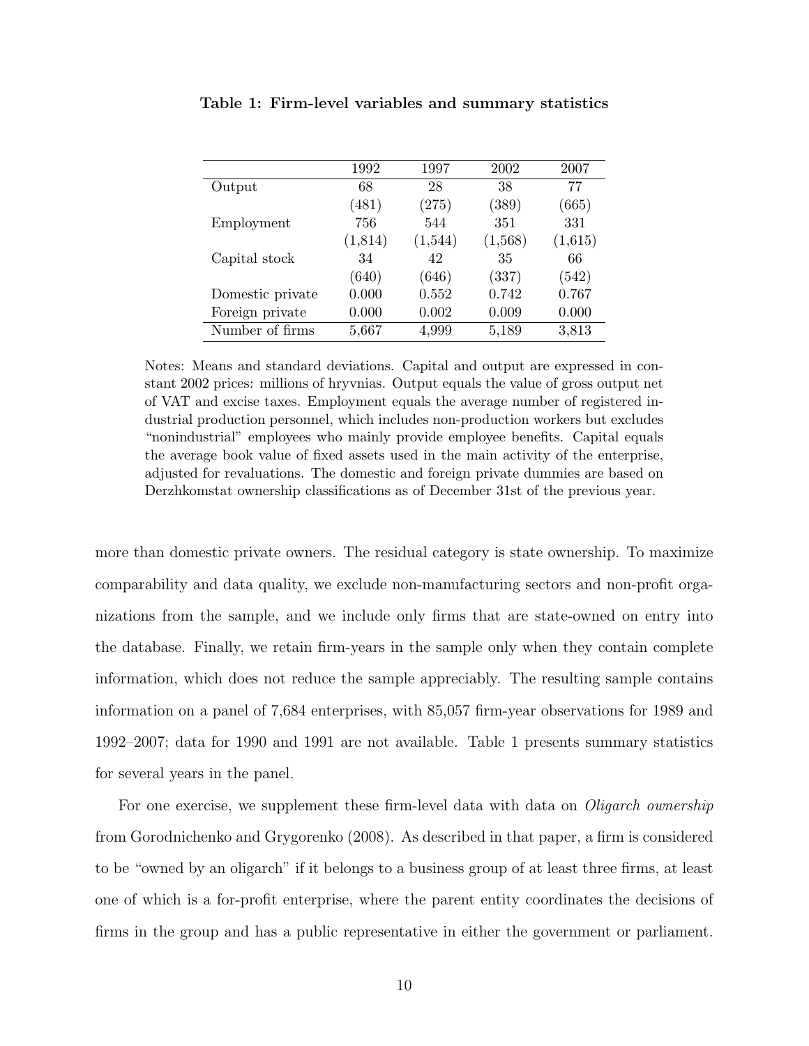**Table 1: Firm-level variables and summary statistics**

| | 1992 | 1997 | 2002 | 2007 |
|---|---|---|---|---|
| Output | 68 | 28 | 38 | 77 |
| | (481) | (275) | (389) | (665) |
| Employment | 756 | 544 | 351 | 331 |
| | (1,814) | (1,544) | (1,568) | (1,615) |
| Capital stock | 34 | 42 | 35 | 66 |
| | (640) | (646) | (337) | (542) |
| Domestic private | 0.000 | 0.552 | 0.742 | 0.767 |
| Foreign private | 0.000 | 0.002 | 0.009 | 0.000 |
| Number of firms | 5,667 | 4,999 | 5,189 | 3,813 |

Notes: Means and standard deviations. Capital and output are expressed in constant 2002 prices: millions of hryvnias. Output equals the value of gross output net of VAT and excise taxes. Employment equals the average number of registered industrial production personnel, which includes non-production workers but excludes "nonindustrial" employees who mainly provide employee benefits. Capital equals the average book value of fixed assets used in the main activity of the enterprise, adjusted for revaluations. The domestic and foreign private dummies are based on Derzhkomstat ownership classifications as of December 31st of the previous year.

more than domestic private owners. The residual category is state ownership. To maximize comparability and data quality, we exclude non-manufacturing sectors and non-profit organizations from the sample, and we include only firms that are state-owned on entry into the database. Finally, we retain firm-years in the sample only when they contain complete information, which does not reduce the sample appreciably. The resulting sample contains information on a panel of 7,684 enterprises, with 85,057 firm-year observations for 1989 and 1992–2007; data for 1990 and 1991 are not available. Table 1 presents summary statistics for several years in the panel.

For one exercise, we supplement these firm-level data with data on *Oligarch ownership* from Gorodnichenko and Grygorenko (2008). As described in that paper, a firm is considered to be "owned by an oligarch" if it belongs to a business group of at least three firms, at least one of which is a for-profit enterprise, where the parent entity coordinates the decisions of firms in the group and has a public representative in either the government or parliament.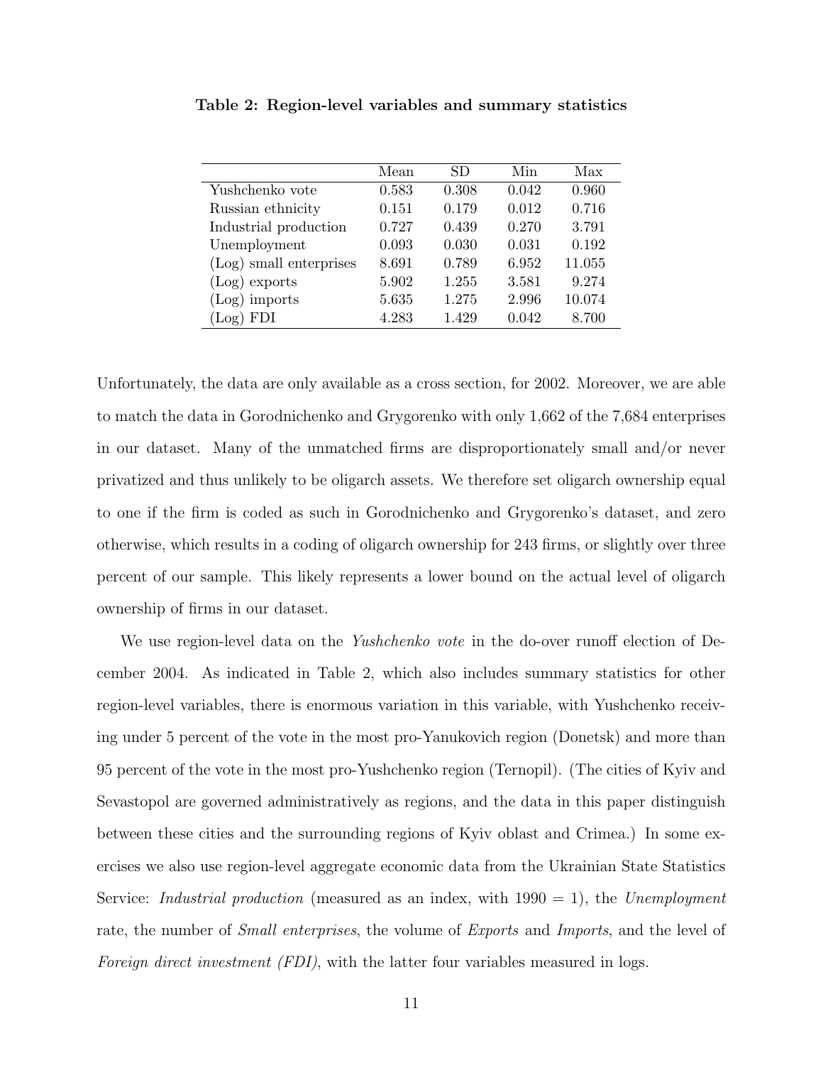**Table 2: Region-level variables and summary statistics**

| | Mean | SD | Min | Max |
|---|---|---|---|---|
| Yushchenko vote | 0.583 | 0.308 | 0.042 | 0.960 |
| Russian ethnicity | 0.151 | 0.179 | 0.012 | 0.716 |
| Industrial production | 0.727 | 0.439 | 0.270 | 3.791 |
| Unemployment | 0.093 | 0.030 | 0.031 | 0.192 |
| (Log) small enterprises | 8.691 | 0.789 | 6.952 | 11.055 |
| (Log) exports | 5.902 | 1.255 | 3.581 | 9.274 |
| (Log) imports | 5.635 | 1.275 | 2.996 | 10.074 |
| (Log) FDI | 4.283 | 1.429 | 0.042 | 8.700 |

Unfortunately, the data are only available as a cross section, for 2002. Moreover, we are able to match the data in Gorodnichenko and Grygorenko with only 1,662 of the 7,684 enterprises in our dataset. Many of the unmatched firms are disproportionately small and/or never privatized and thus unlikely to be oligarch assets. We therefore set oligarch ownership equal to one if the firm is coded as such in Gorodnichenko and Grygorenko's dataset, and zero otherwise, which results in a coding of oligarch ownership for 243 firms, or slightly over three percent of our sample. This likely represents a lower bound on the actual level of oligarch ownership of firms in our dataset.

We use region-level data on the *Yushchenko vote* in the do-over runoff election of December 2004. As indicated in Table 2, which also includes summary statistics for other region-level variables, there is enormous variation in this variable, with Yushchenko receiving under 5 percent of the vote in the most pro-Yanukovich region (Donetsk) and more than 95 percent of the vote in the most pro-Yushchenko region (Ternopil). (The cities of Kyiv and Sevastopol are governed administratively as regions, and the data in this paper distinguish between these cities and the surrounding regions of Kyiv oblast and Crimea.) In some exercises we also use region-level aggregate economic data from the Ukrainian State Statistics Service: *Industrial production* (measured as an index, with 1990 = 1), the *Unemployment* rate, the number of *Small enterprises*, the volume of *Exports* and *Imports*, and the level of *Foreign direct investment (FDI)*, with the latter four variables measured in logs.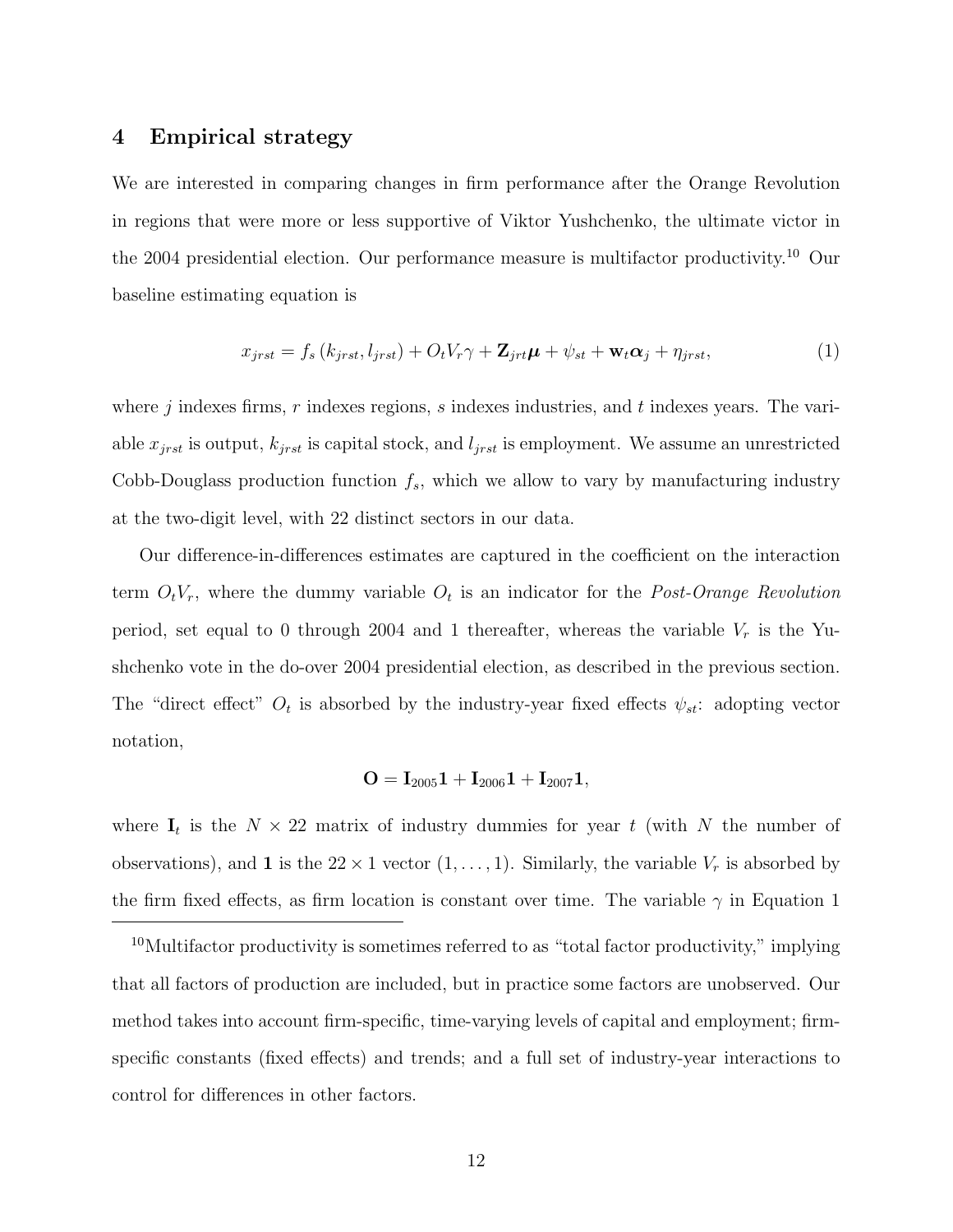## 4 Empirical strategy

We are interested in comparing changes in firm performance after the Orange Revolution in regions that were more or less supportive of Viktor Yushchenko, the ultimate victor in the 2004 presidential election. Our performance measure is multifactor productivity.[10] Our baseline estimating equation is

$$x_{jrst} = f_s\left(k_{jrst}, l_{jrst}\right) + O_t V_r \gamma + \mathbf{Z}_{jrt}\boldsymbol{\mu} + \psi_{st} + \mathbf{w}_t \boldsymbol{\alpha}_j + \eta_{jrst}, \tag{1}$$

where $j$ indexes firms, $r$ indexes regions, $s$ indexes industries, and $t$ indexes years. The variable $x_{jrst}$ is output, $k_{jrst}$ is capital stock, and $l_{jrst}$ is employment. We assume an unrestricted Cobb-Douglass production function $f_s$, which we allow to vary by manufacturing industry at the two-digit level, with 22 distinct sectors in our data.

Our difference-in-differences estimates are captured in the coefficient on the interaction term $O_t V_r$, where the dummy variable $O_t$ is an indicator for the *Post-Orange Revolution* period, set equal to 0 through 2004 and 1 thereafter, whereas the variable $V_r$ is the Yushchenko vote in the do-over 2004 presidential election, as described in the previous section. The "direct effect" $O_t$ is absorbed by the industry-year fixed effects $\psi_{st}$: adopting vector notation,

$$\mathbf{O} = \mathbf{I}_{2005}\mathbf{1} + \mathbf{I}_{2006}\mathbf{1} + \mathbf{I}_{2007}\mathbf{1},$$

where $\mathbf{I}_t$ is the $N \times 22$ matrix of industry dummies for year $t$ (with $N$ the number of observations), and $\mathbf{1}$ is the $22 \times 1$ vector $(1, \ldots, 1)$. Similarly, the variable $V_r$ is absorbed by the firm fixed effects, as firm location is constant over time. The variable $\gamma$ in Equation 1

[10] Multifactor productivity is sometimes referred to as "total factor productivity," implying that all factors of production are included, but in practice some factors are unobserved. Our method takes into account firm-specific, time-varying levels of capital and employment; firm-specific constants (fixed effects) and trends; and a full set of industry-year interactions to control for differences in other factors.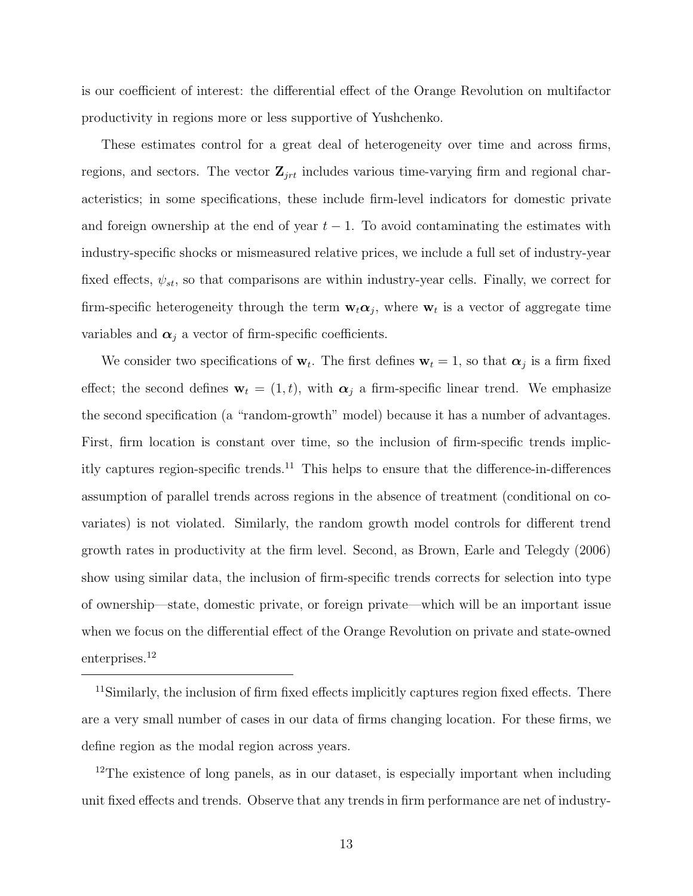is our coefficient of interest: the differential effect of the Orange Revolution on multifactor productivity in regions more or less supportive of Yushchenko.

These estimates control for a great deal of heterogeneity over time and across firms, regions, and sectors. The vector $\mathbf{Z}_{jrt}$ includes various time-varying firm and regional characteristics; in some specifications, these include firm-level indicators for domestic private and foreign ownership at the end of year $t-1$. To avoid contaminating the estimates with industry-specific shocks or mismeasured relative prices, we include a full set of industry-year fixed effects, $\psi_{st}$, so that comparisons are within industry-year cells. Finally, we correct for firm-specific heterogeneity through the term $\mathbf{w}_t \boldsymbol{\alpha}_j$, where $\mathbf{w}_t$ is a vector of aggregate time variables and $\boldsymbol{\alpha}_j$ a vector of firm-specific coefficients.

We consider two specifications of $\mathbf{w}_t$. The first defines $\mathbf{w}_t = 1$, so that $\boldsymbol{\alpha}_j$ is a firm fixed effect; the second defines $\mathbf{w}_t = (1, t)$, with $\boldsymbol{\alpha}_j$ a firm-specific linear trend. We emphasize the second specification (a "random-growth" model) because it has a number of advantages. First, firm location is constant over time, so the inclusion of firm-specific trends implicitly captures region-specific trends.[11] This helps to ensure that the difference-in-differences assumption of parallel trends across regions in the absence of treatment (conditional on covariates) is not violated. Similarly, the random growth model controls for different trend growth rates in productivity at the firm level. Second, as Brown, Earle and Telegdy (2006) show using similar data, the inclusion of firm-specific trends corrects for selection into type of ownership—state, domestic private, or foreign private—which will be an important issue when we focus on the differential effect of the Orange Revolution on private and state-owned enterprises.[12]

---

[11] Similarly, the inclusion of firm fixed effects implicitly captures region fixed effects. There are a very small number of cases in our data of firms changing location. For these firms, we define region as the modal region across years.

[12] The existence of long panels, as in our dataset, is especially important when including unit fixed effects and trends. Observe that any trends in firm performance are net of industry-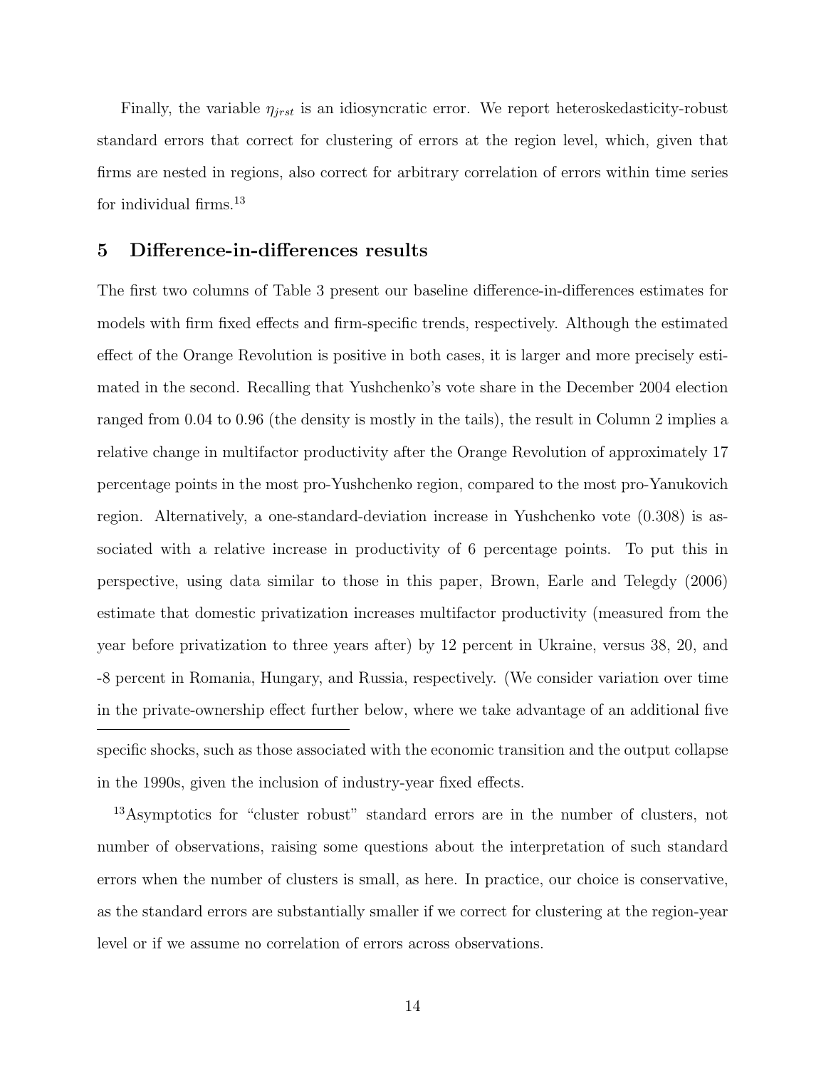Finally, the variable $\eta_{jrst}$ is an idiosyncratic error. We report heteroskedasticity-robust standard errors that correct for clustering of errors at the region level, which, given that firms are nested in regions, also correct for arbitrary correlation of errors within time series for individual firms.[13]

## 5 Difference-in-differences results

The first two columns of Table 3 present our baseline difference-in-differences estimates for models with firm fixed effects and firm-specific trends, respectively. Although the estimated effect of the Orange Revolution is positive in both cases, it is larger and more precisely estimated in the second. Recalling that Yushchenko's vote share in the December 2004 election ranged from 0.04 to 0.96 (the density is mostly in the tails), the result in Column 2 implies a relative change in multifactor productivity after the Orange Revolution of approximately 17 percentage points in the most pro-Yushchenko region, compared to the most pro-Yanukovich region. Alternatively, a one-standard-deviation increase in Yushchenko vote (0.308) is associated with a relative increase in productivity of 6 percentage points. To put this in perspective, using data similar to those in this paper, Brown, Earle and Telegdy (2006) estimate that domestic privatization increases multifactor productivity (measured from the year before privatization to three years after) by 12 percent in Ukraine, versus 38, 20, and -8 percent in Romania, Hungary, and Russia, respectively. (We consider variation over time in the private-ownership effect further below, where we take advantage of an additional five

specific shocks, such as those associated with the economic transition and the output collapse in the 1990s, given the inclusion of industry-year fixed effects.

[13]Asymptotics for "cluster robust" standard errors are in the number of clusters, not number of observations, raising some questions about the interpretation of such standard errors when the number of clusters is small, as here. In practice, our choice is conservative, as the standard errors are substantially smaller if we correct for clustering at the region-year level or if we assume no correlation of errors across observations.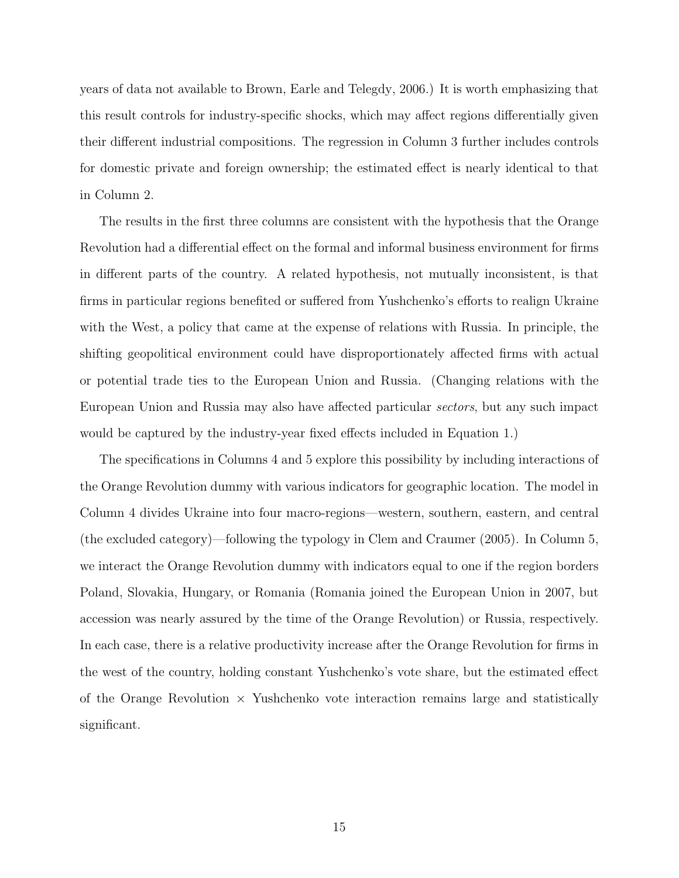years of data not available to Brown, Earle and Telegdy, 2006.) It is worth emphasizing that this result controls for industry-specific shocks, which may affect regions differentially given their different industrial compositions. The regression in Column 3 further includes controls for domestic private and foreign ownership; the estimated effect is nearly identical to that in Column 2.

The results in the first three columns are consistent with the hypothesis that the Orange Revolution had a differential effect on the formal and informal business environment for firms in different parts of the country. A related hypothesis, not mutually inconsistent, is that firms in particular regions benefited or suffered from Yushchenko's efforts to realign Ukraine with the West, a policy that came at the expense of relations with Russia. In principle, the shifting geopolitical environment could have disproportionately affected firms with actual or potential trade ties to the European Union and Russia. (Changing relations with the European Union and Russia may also have affected particular *sectors*, but any such impact would be captured by the industry-year fixed effects included in Equation 1.)

The specifications in Columns 4 and 5 explore this possibility by including interactions of the Orange Revolution dummy with various indicators for geographic location. The model in Column 4 divides Ukraine into four macro-regions—western, southern, eastern, and central (the excluded category)—following the typology in Clem and Craumer (2005). In Column 5, we interact the Orange Revolution dummy with indicators equal to one if the region borders Poland, Slovakia, Hungary, or Romania (Romania joined the European Union in 2007, but accession was nearly assured by the time of the Orange Revolution) or Russia, respectively. In each case, there is a relative productivity increase after the Orange Revolution for firms in the west of the country, holding constant Yushchenko's vote share, but the estimated effect of the Orange Revolution $\times$ Yushchenko vote interaction remains large and statistically significant.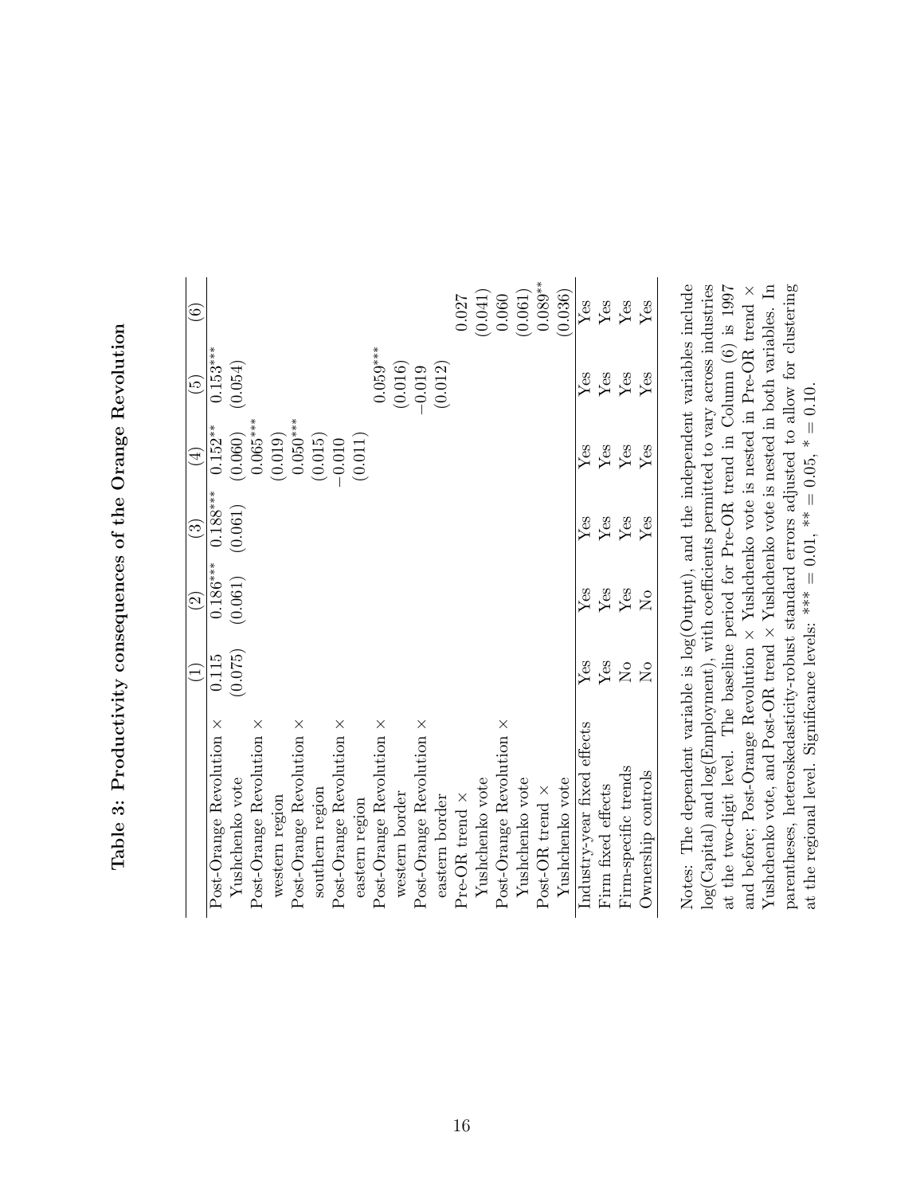**Table 3: Productivity consequences of the Orange Revolution**

| | (1) | (2) | (3) | (4) | (5) | (6) |
|---|---|---|---|---|---|---|
| Post-Orange Revolution × Yushchenko vote | 0.115 | 0.186*** | 0.188*** | 0.152** | 0.153*** | |
| | (0.075) | (0.061) | (0.061) | (0.060) | (0.054) | |
| Post-Orange Revolution × western region | | | | 0.065*** | | |
| | | | | (0.019) | | |
| Post-Orange Revolution × southern region | | | | 0.050*** | | |
| | | | | (0.015) | | |
| Post-Orange Revolution × eastern region | | | | −0.010 | | |
| | | | | (0.011) | | |
| Post-Orange Revolution × western border | | | | | 0.059*** | |
| | | | | | (0.016) | |
| Post-Orange Revolution × eastern border | | | | | −0.019 | |
| | | | | | (0.012) | |
| Pre-OR trend × Yushchenko vote | | | | | | 0.027 |
| | | | | | | (0.041) |
| Post-Orange Revolution × Yushchenko vote | | | | | | 0.060 |
| | | | | | | (0.061) |
| Post-OR trend × Yushchenko vote | | | | | | 0.089** |
| | | | | | | (0.036) |
| Industry-year fixed effects | Yes | Yes | Yes | Yes | Yes | Yes |
| Firm fixed effects | Yes | Yes | Yes | Yes | Yes | Yes |
| Firm-specific trends | No | Yes | Yes | Yes | Yes | Yes |
| Ownership controls | No | No | Yes | Yes | Yes | Yes |

Notes: The dependent variable is log(Output), and the independent variables include log(Capital) and log(Employment), with coefficients permitted to vary across industries at the two-digit level. The baseline period for Pre-OR trend in Column (6) is 1997 and before; Post-Orange Revolution × Yushchenko vote is nested in Pre-OR trend × Yushchenko vote, and Post-OR trend × Yushchenko vote is nested in both variables. In parentheses, heteroskedasticity-robust standard errors adjusted to allow for clustering at the regional level. Significance levels: *** = 0.01, ** = 0.05, * = 0.10.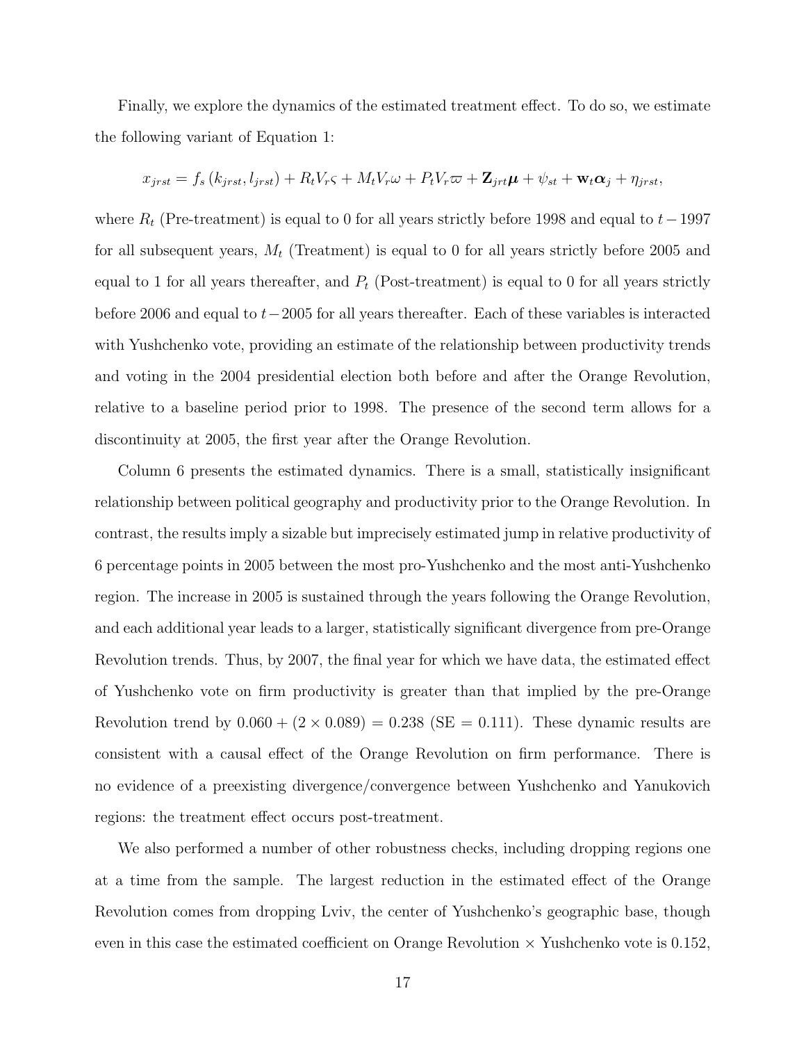Finally, we explore the dynamics of the estimated treatment effect. To do so, we estimate the following variant of Equation 1:

$$x_{jrst} = f_s\left(k_{jrst}, l_{jrst}\right) + R_t V_r \varsigma + M_t V_r \omega + P_t V_r \varpi + \mathbf{Z}_{jrt}\boldsymbol{\mu} + \psi_{st} + \mathbf{w}_t \boldsymbol{\alpha}_j + \eta_{jrst},$$

where $R_t$ (Pre-treatment) is equal to 0 for all years strictly before 1998 and equal to $t - 1997$ for all subsequent years, $M_t$ (Treatment) is equal to 0 for all years strictly before 2005 and equal to 1 for all years thereafter, and $P_t$ (Post-treatment) is equal to 0 for all years strictly before 2006 and equal to $t - 2005$ for all years thereafter. Each of these variables is interacted with Yushchenko vote, providing an estimate of the relationship between productivity trends and voting in the 2004 presidential election both before and after the Orange Revolution, relative to a baseline period prior to 1998. The presence of the second term allows for a discontinuity at 2005, the first year after the Orange Revolution.

Column 6 presents the estimated dynamics. There is a small, statistically insignificant relationship between political geography and productivity prior to the Orange Revolution. In contrast, the results imply a sizable but imprecisely estimated jump in relative productivity of 6 percentage points in 2005 between the most pro-Yushchenko and the most anti-Yushchenko region. The increase in 2005 is sustained through the years following the Orange Revolution, and each additional year leads to a larger, statistically significant divergence from pre-Orange Revolution trends. Thus, by 2007, the final year for which we have data, the estimated effect of Yushchenko vote on firm productivity is greater than that implied by the pre-Orange Revolution trend by $0.060 + (2 \times 0.089) = 0.238$ (SE = 0.111). These dynamic results are consistent with a causal effect of the Orange Revolution on firm performance. There is no evidence of a preexisting divergence/convergence between Yushchenko and Yanukovich regions: the treatment effect occurs post-treatment.

We also performed a number of other robustness checks, including dropping regions one at a time from the sample. The largest reduction in the estimated effect of the Orange Revolution comes from dropping Lviv, the center of Yushchenko's geographic base, though even in this case the estimated coefficient on Orange Revolution $\times$ Yushchenko vote is 0.152,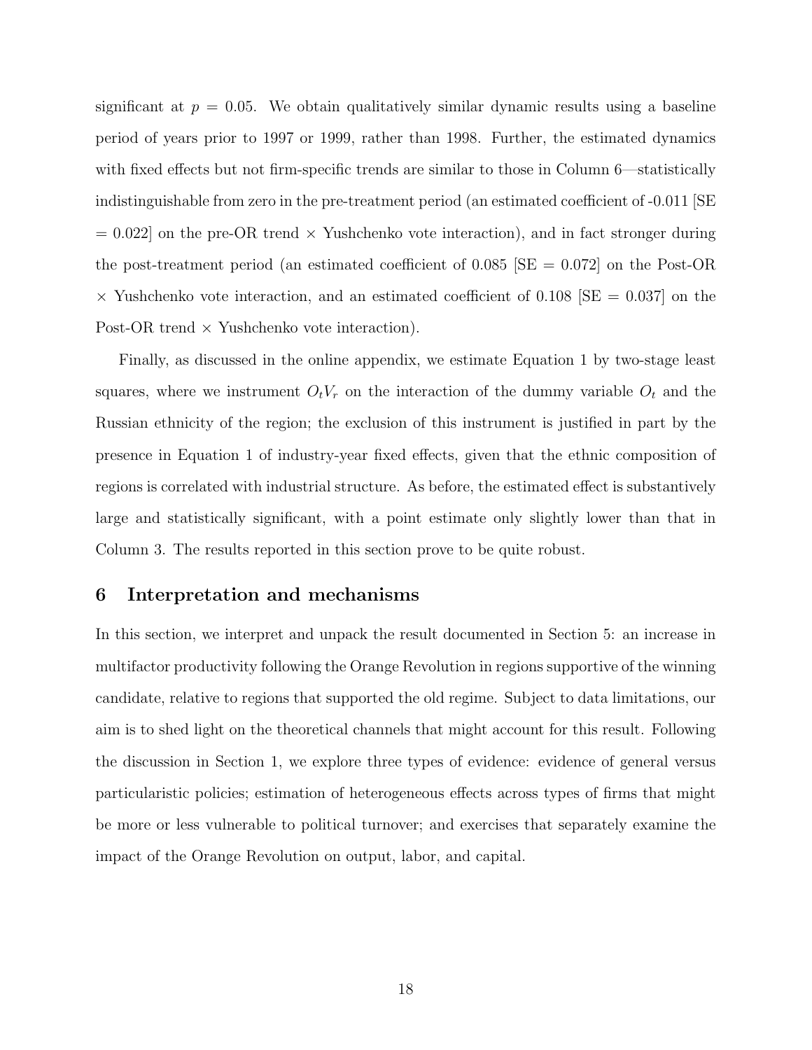significant at $p = 0.05$. We obtain qualitatively similar dynamic results using a baseline period of years prior to 1997 or 1999, rather than 1998. Further, the estimated dynamics with fixed effects but not firm-specific trends are similar to those in Column 6—statistically indistinguishable from zero in the pre-treatment period (an estimated coefficient of -0.011 [SE = 0.022] on the pre-OR trend × Yushchenko vote interaction), and in fact stronger during the post-treatment period (an estimated coefficient of 0.085 [SE = 0.072] on the Post-OR × Yushchenko vote interaction, and an estimated coefficient of 0.108 [SE = 0.037] on the Post-OR trend × Yushchenko vote interaction).

Finally, as discussed in the online appendix, we estimate Equation 1 by two-stage least squares, where we instrument $O_t V_r$ on the interaction of the dummy variable $O_t$ and the Russian ethnicity of the region; the exclusion of this instrument is justified in part by the presence in Equation 1 of industry-year fixed effects, given that the ethnic composition of regions is correlated with industrial structure. As before, the estimated effect is substantively large and statistically significant, with a point estimate only slightly lower than that in Column 3. The results reported in this section prove to be quite robust.

## 6 Interpretation and mechanisms

In this section, we interpret and unpack the result documented in Section 5: an increase in multifactor productivity following the Orange Revolution in regions supportive of the winning candidate, relative to regions that supported the old regime. Subject to data limitations, our aim is to shed light on the theoretical channels that might account for this result. Following the discussion in Section 1, we explore three types of evidence: evidence of general versus particularistic policies; estimation of heterogeneous effects across types of firms that might be more or less vulnerable to political turnover; and exercises that separately examine the impact of the Orange Revolution on output, labor, and capital.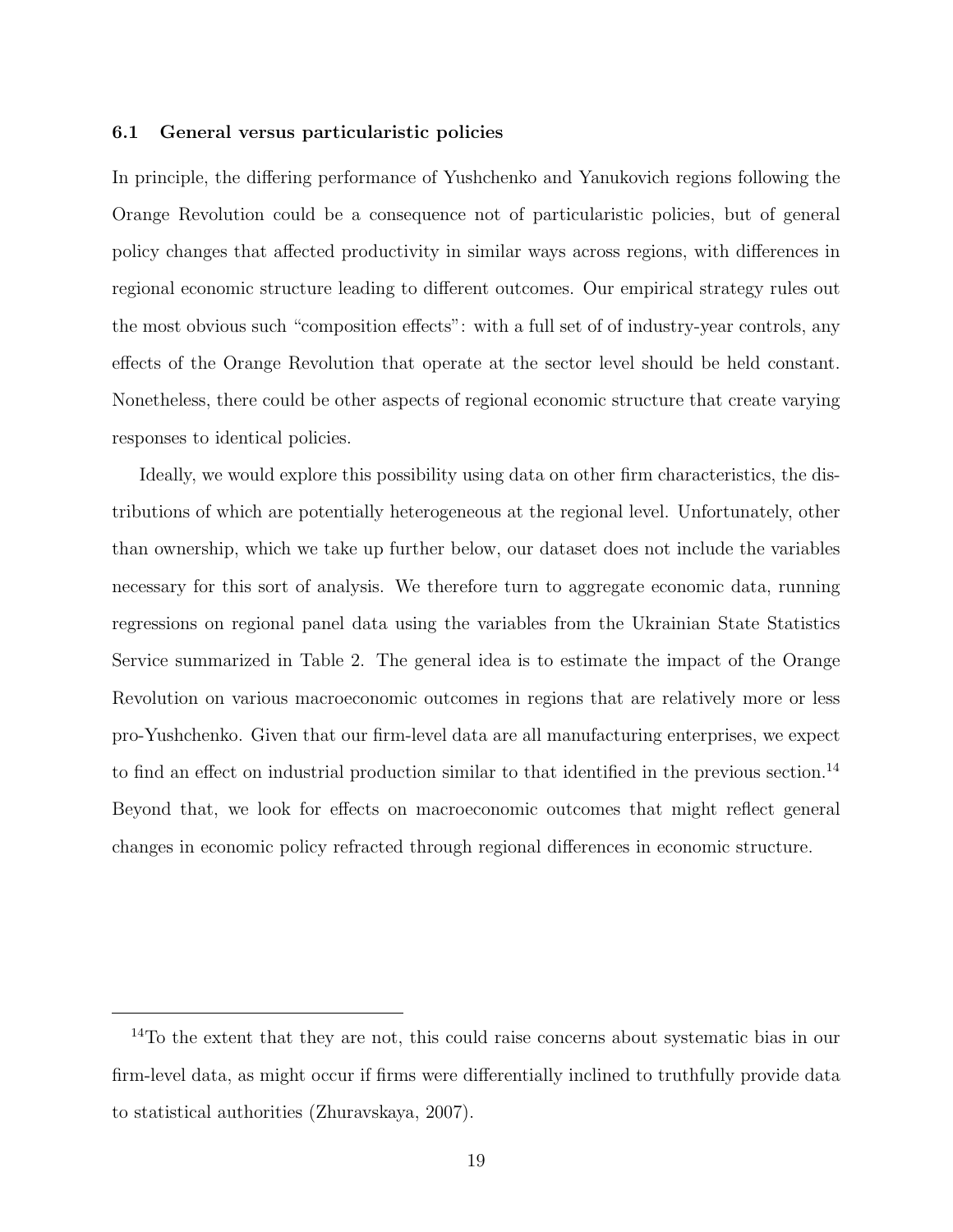### 6.1 General versus particularistic policies

In principle, the differing performance of Yushchenko and Yanukovich regions following the Orange Revolution could be a consequence not of particularistic policies, but of general policy changes that affected productivity in similar ways across regions, with differences in regional economic structure leading to different outcomes. Our empirical strategy rules out the most obvious such "composition effects": with a full set of of industry-year controls, any effects of the Orange Revolution that operate at the sector level should be held constant. Nonetheless, there could be other aspects of regional economic structure that create varying responses to identical policies.

Ideally, we would explore this possibility using data on other firm characteristics, the distributions of which are potentially heterogeneous at the regional level. Unfortunately, other than ownership, which we take up further below, our dataset does not include the variables necessary for this sort of analysis. We therefore turn to aggregate economic data, running regressions on regional panel data using the variables from the Ukrainian State Statistics Service summarized in Table 2. The general idea is to estimate the impact of the Orange Revolution on various macroeconomic outcomes in regions that are relatively more or less pro-Yushchenko. Given that our firm-level data are all manufacturing enterprises, we expect to find an effect on industrial production similar to that identified in the previous section.[14] Beyond that, we look for effects on macroeconomic outcomes that might reflect general changes in economic policy refracted through regional differences in economic structure.

[14]To the extent that they are not, this could raise concerns about systematic bias in our firm-level data, as might occur if firms were differentially inclined to truthfully provide data to statistical authorities (Zhuravskaya, 2007).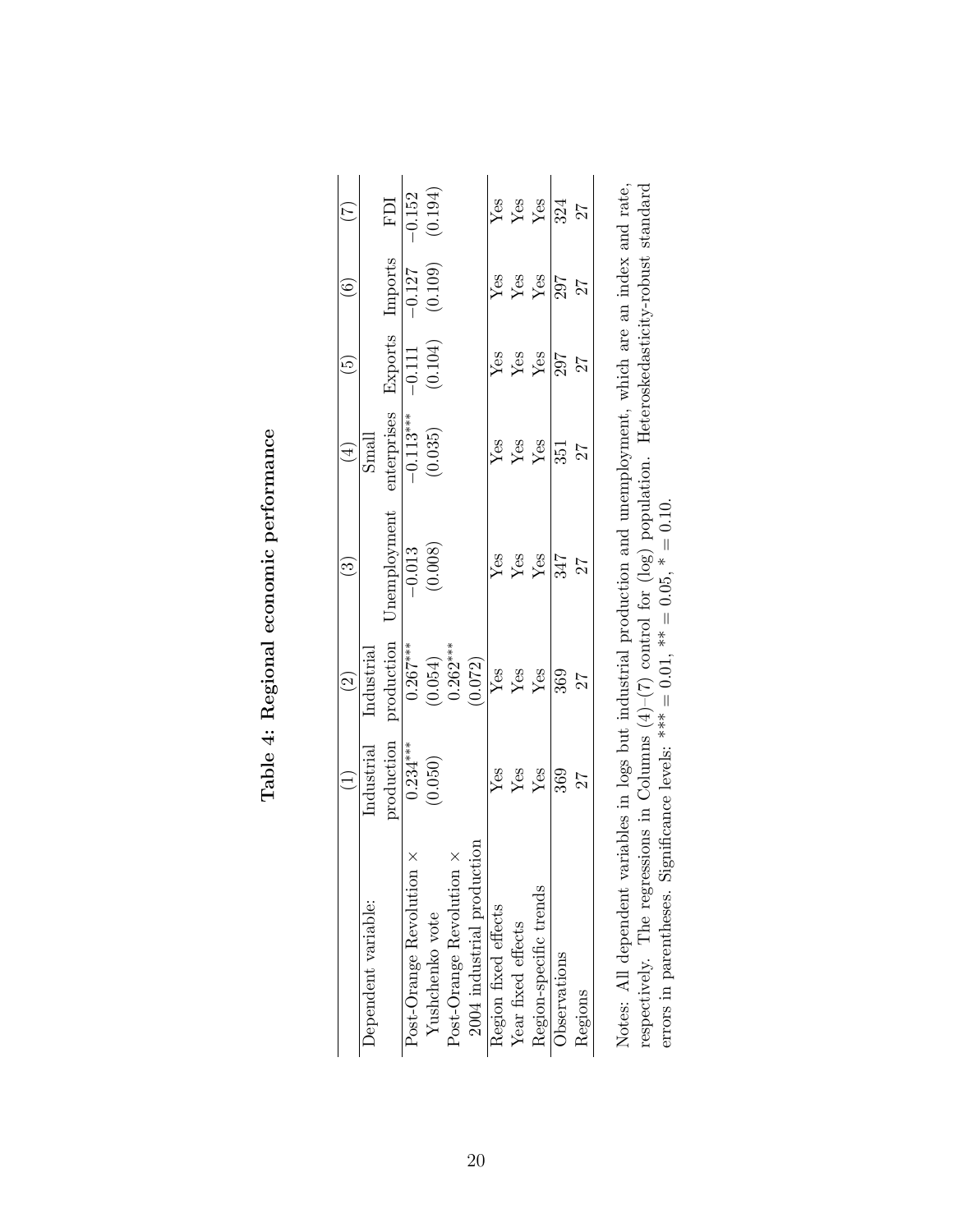# Table 4: Regional economic performance

| | (1) | (2) | (3) | (4) | (5) | (6) | (7) |
|---|---|---|---|---|---|---|---|
| Dependent variable: | Industrial production | Industrial production | Unemployment | Small enterprises | Exports | Imports | FDI |
| Post-Orange Revolution × Yushchenko vote | 0.234*** | 0.267*** | −0.013 | −0.113*** | −0.111 | −0.127 | −0.152 |
| | (0.050) | (0.054) | (0.008) | (0.035) | (0.104) | (0.109) | (0.194) |
| Post-Orange Revolution × 2004 industrial production | | 0.262*** | | | | | |
| | | (0.072) | | | | | |
| Region fixed effects | Yes | Yes | Yes | Yes | Yes | Yes | Yes |
| Year fixed effects | Yes | Yes | Yes | Yes | Yes | Yes | Yes |
| Region-specific trends | Yes | Yes | Yes | Yes | Yes | Yes | Yes |
| Observations | 369 | 369 | 347 | 351 | 297 | 297 | 324 |
| Regions | 27 | 27 | 27 | 27 | 27 | 27 | 27 |

Notes: All dependent variables in logs but industrial production and unemployment, which are an index and rate, respectively. The regressions in Columns (4)–(7) control for (log) population. Heteroskedasticity-robust standard errors in parentheses. Significance levels: *** = 0.01, ** = 0.05, * = 0.10.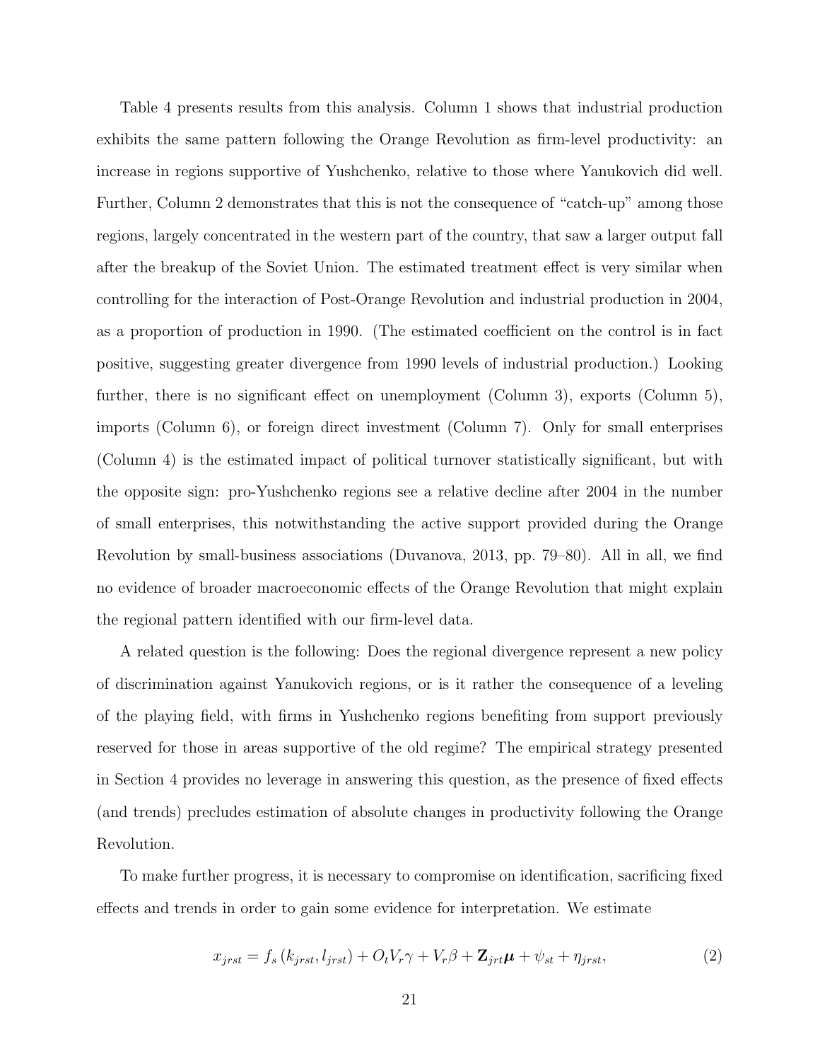Table 4 presents results from this analysis. Column 1 shows that industrial production exhibits the same pattern following the Orange Revolution as firm-level productivity: an increase in regions supportive of Yushchenko, relative to those where Yanukovich did well. Further, Column 2 demonstrates that this is not the consequence of "catch-up" among those regions, largely concentrated in the western part of the country, that saw a larger output fall after the breakup of the Soviet Union. The estimated treatment effect is very similar when controlling for the interaction of Post-Orange Revolution and industrial production in 2004, as a proportion of production in 1990. (The estimated coefficient on the control is in fact positive, suggesting greater divergence from 1990 levels of industrial production.) Looking further, there is no significant effect on unemployment (Column 3), exports (Column 5), imports (Column 6), or foreign direct investment (Column 7). Only for small enterprises (Column 4) is the estimated impact of political turnover statistically significant, but with the opposite sign: pro-Yushchenko regions see a relative decline after 2004 in the number of small enterprises, this notwithstanding the active support provided during the Orange Revolution by small-business associations (Duvanova, 2013, pp. 79–80). All in all, we find no evidence of broader macroeconomic effects of the Orange Revolution that might explain the regional pattern identified with our firm-level data.

A related question is the following: Does the regional divergence represent a new policy of discrimination against Yanukovich regions, or is it rather the consequence of a leveling of the playing field, with firms in Yushchenko regions benefiting from support previously reserved for those in areas supportive of the old regime? The empirical strategy presented in Section 4 provides no leverage in answering this question, as the presence of fixed effects (and trends) precludes estimation of absolute changes in productivity following the Orange Revolution.

To make further progress, it is necessary to compromise on identification, sacrificing fixed effects and trends in order to gain some evidence for interpretation. We estimate

$$x_{jrst} = f_s\left(k_{jrst}, l_{jrst}\right) + O_t V_r \gamma + V_r \beta + \mathbf{Z}_{jrt} \boldsymbol{\mu} + \psi_{st} + \eta_{jrst}, \tag{2}$$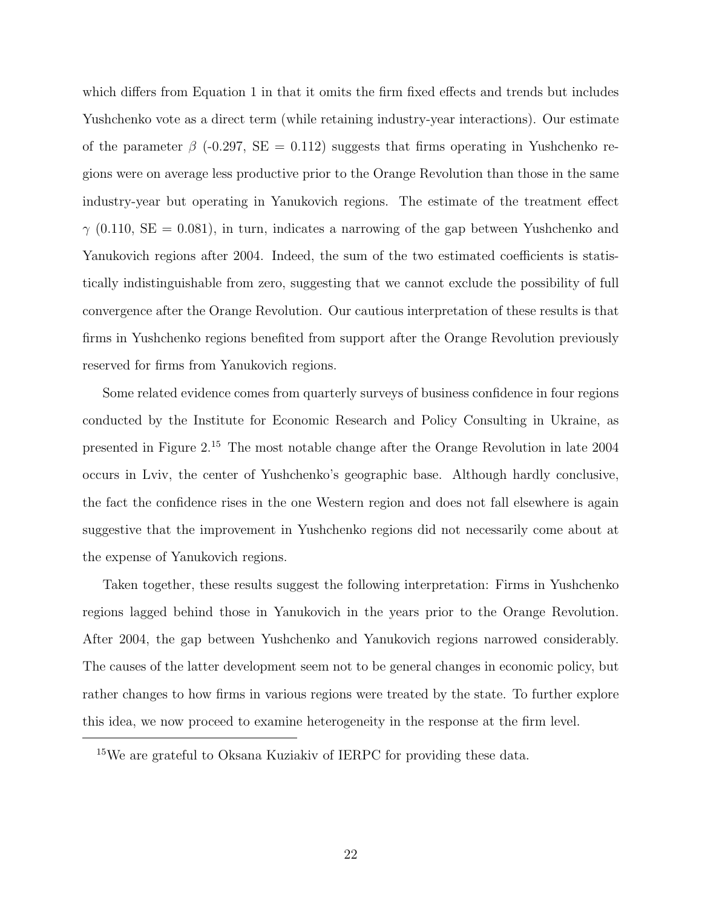which differs from Equation 1 in that it omits the firm fixed effects and trends but includes Yushchenko vote as a direct term (while retaining industry-year interactions). Our estimate of the parameter $\beta$ (-0.297, SE = 0.112) suggests that firms operating in Yushchenko regions were on average less productive prior to the Orange Revolution than those in the same industry-year but operating in Yanukovich regions. The estimate of the treatment effect $\gamma$ (0.110, SE = 0.081), in turn, indicates a narrowing of the gap between Yushchenko and Yanukovich regions after 2004. Indeed, the sum of the two estimated coefficients is statistically indistinguishable from zero, suggesting that we cannot exclude the possibility of full convergence after the Orange Revolution. Our cautious interpretation of these results is that firms in Yushchenko regions benefited from support after the Orange Revolution previously reserved for firms from Yanukovich regions.

Some related evidence comes from quarterly surveys of business confidence in four regions conducted by the Institute for Economic Research and Policy Consulting in Ukraine, as presented in Figure 2.[15] The most notable change after the Orange Revolution in late 2004 occurs in Lviv, the center of Yushchenko's geographic base. Although hardly conclusive, the fact the confidence rises in the one Western region and does not fall elsewhere is again suggestive that the improvement in Yushchenko regions did not necessarily come about at the expense of Yanukovich regions.

Taken together, these results suggest the following interpretation: Firms in Yushchenko regions lagged behind those in Yanukovich in the years prior to the Orange Revolution. After 2004, the gap between Yushchenko and Yanukovich regions narrowed considerably. The causes of the latter development seem not to be general changes in economic policy, but rather changes to how firms in various regions were treated by the state. To further explore this idea, we now proceed to examine heterogeneity in the response at the firm level.

[15] We are grateful to Oksana Kuziakiv of IERPC for providing these data.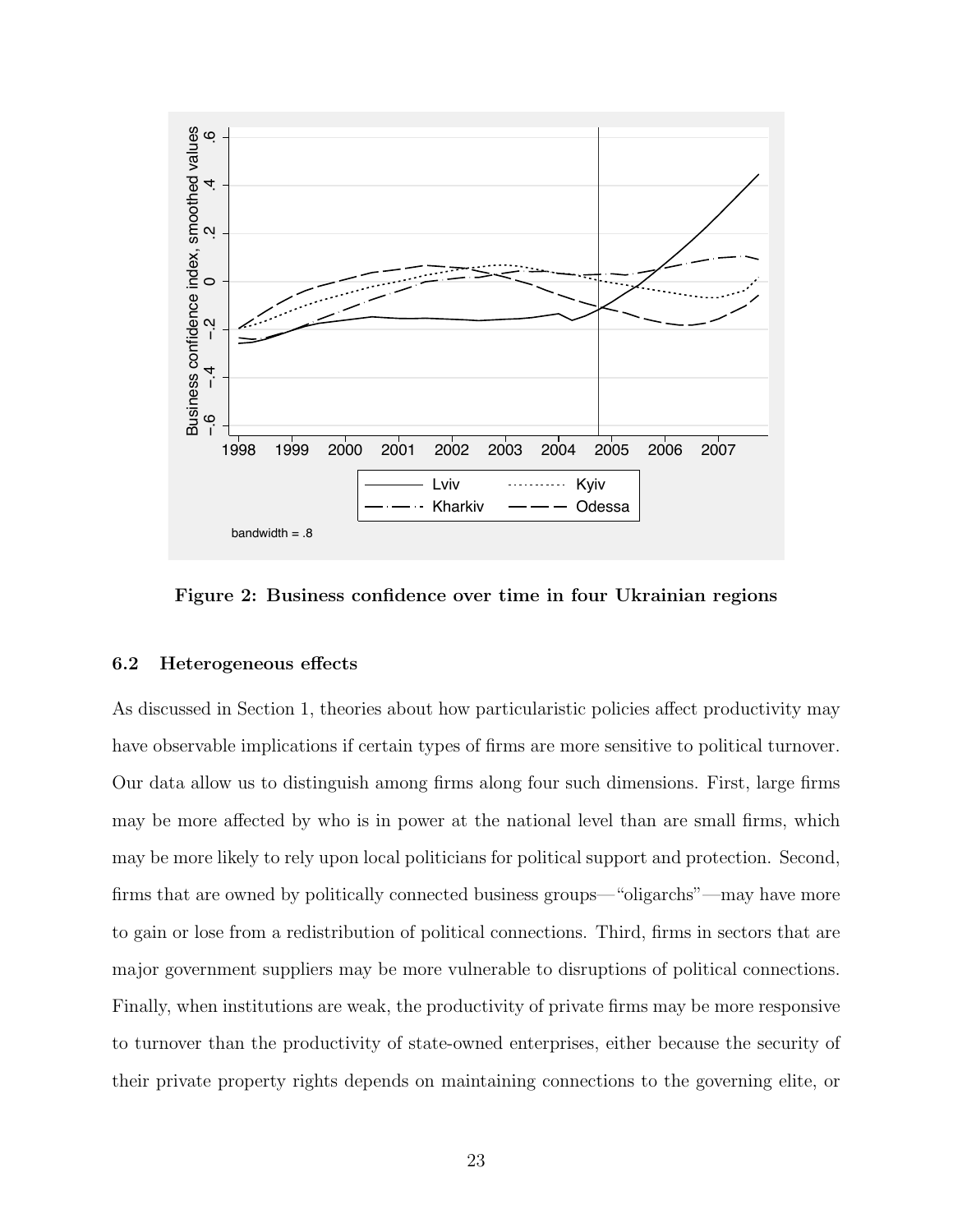Figure 2: Business confidence over time in four Ukrainian regions

### 6.2 Heterogeneous effects

As discussed in Section 1, theories about how particularistic policies affect productivity may have observable implications if certain types of firms are more sensitive to political turnover. Our data allow us to distinguish among firms along four such dimensions. First, large firms may be more affected by who is in power at the national level than are small firms, which may be more likely to rely upon local politicians for political support and protection. Second, firms that are owned by politically connected business groups—"oligarchs"—may have more to gain or lose from a redistribution of political connections. Third, firms in sectors that are major government suppliers may be more vulnerable to disruptions of political connections. Finally, when institutions are weak, the productivity of private firms may be more responsive to turnover than the productivity of state-owned enterprises, either because the security of their private property rights depends on maintaining connections to the governing elite, or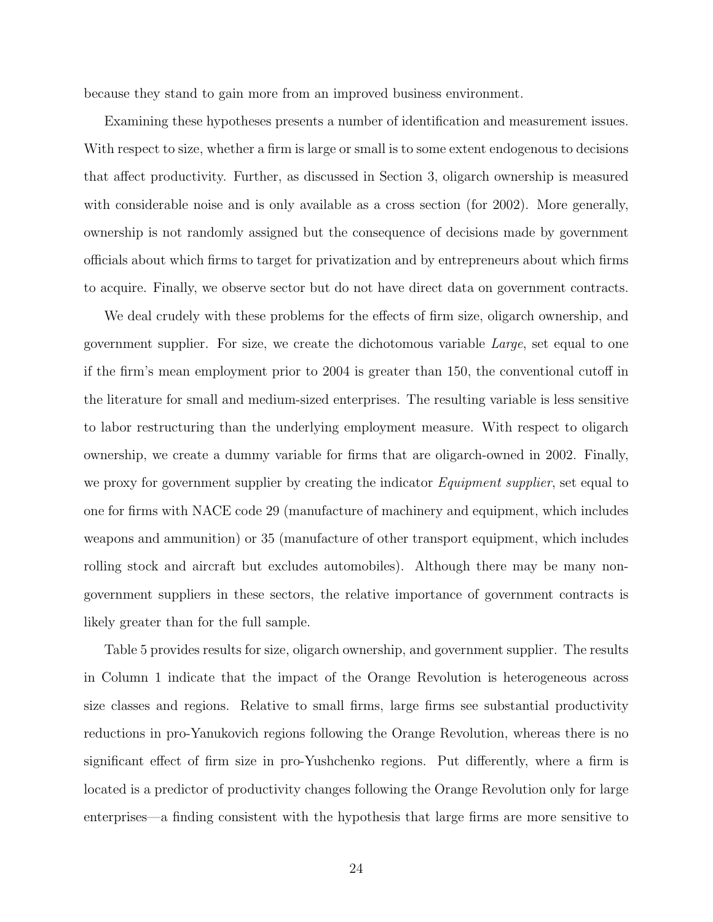because they stand to gain more from an improved business environment.

Examining these hypotheses presents a number of identification and measurement issues. With respect to size, whether a firm is large or small is to some extent endogenous to decisions that affect productivity. Further, as discussed in Section 3, oligarch ownership is measured with considerable noise and is only available as a cross section (for 2002). More generally, ownership is not randomly assigned but the consequence of decisions made by government officials about which firms to target for privatization and by entrepreneurs about which firms to acquire. Finally, we observe sector but do not have direct data on government contracts.

We deal crudely with these problems for the effects of firm size, oligarch ownership, and government supplier. For size, we create the dichotomous variable *Large*, set equal to one if the firm's mean employment prior to 2004 is greater than 150, the conventional cutoff in the literature for small and medium-sized enterprises. The resulting variable is less sensitive to labor restructuring than the underlying employment measure. With respect to oligarch ownership, we create a dummy variable for firms that are oligarch-owned in 2002. Finally, we proxy for government supplier by creating the indicator *Equipment supplier*, set equal to one for firms with NACE code 29 (manufacture of machinery and equipment, which includes weapons and ammunition) or 35 (manufacture of other transport equipment, which includes rolling stock and aircraft but excludes automobiles). Although there may be many non-government suppliers in these sectors, the relative importance of government contracts is likely greater than for the full sample.

Table 5 provides results for size, oligarch ownership, and government supplier. The results in Column 1 indicate that the impact of the Orange Revolution is heterogeneous across size classes and regions. Relative to small firms, large firms see substantial productivity reductions in pro-Yanukovich regions following the Orange Revolution, whereas there is no significant effect of firm size in pro-Yushchenko regions. Put differently, where a firm is located is a predictor of productivity changes following the Orange Revolution only for large enterprises—a finding consistent with the hypothesis that large firms are more sensitive to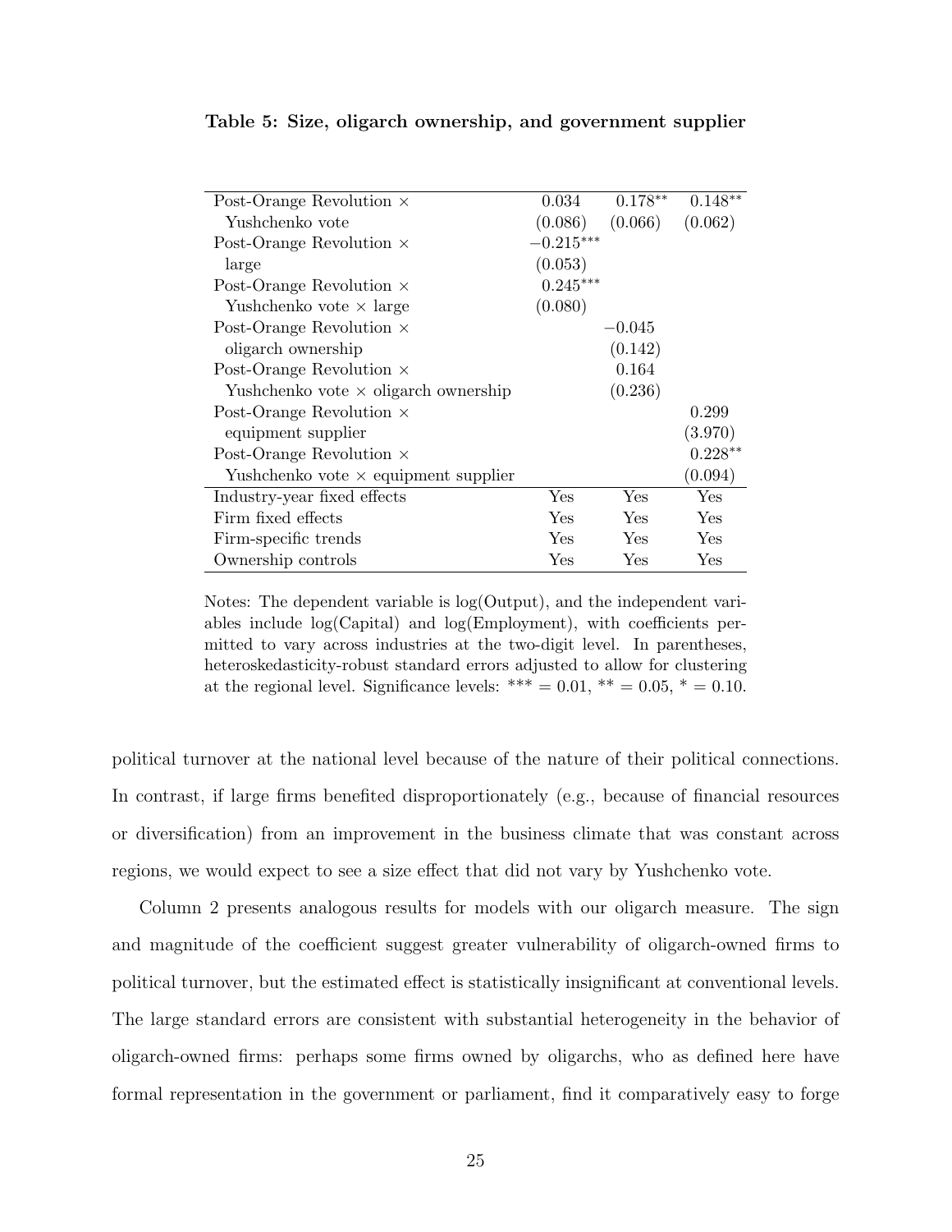**Table 5: Size, oligarch ownership, and government supplier**

| | | | |
|---|---|---|---|
| Post-Orange Revolution × Yushchenko vote | 0.034<br>(0.086) | 0.178**<br>(0.066) | 0.148**<br>(0.062) |
| Post-Orange Revolution × large | −0.215***<br>(0.053) | | |
| Post-Orange Revolution × Yushchenko vote × large | 0.245***<br>(0.080) | | |
| Post-Orange Revolution × oligarch ownership | | −0.045<br>(0.142) | |
| Post-Orange Revolution × Yushchenko vote × oligarch ownership | | 0.164<br>(0.236) | |
| Post-Orange Revolution × equipment supplier | | | 0.299<br>(3.970) |
| Post-Orange Revolution × Yushchenko vote × equipment supplier | | | 0.228**<br>(0.094) |
| Industry-year fixed effects | Yes | Yes | Yes |
| Firm fixed effects | Yes | Yes | Yes |
| Firm-specific trends | Yes | Yes | Yes |
| Ownership controls | Yes | Yes | Yes |

Notes: The dependent variable is log(Output), and the independent variables include log(Capital) and log(Employment), with coefficients permitted to vary across industries at the two-digit level. In parentheses, heteroskedasticity-robust standard errors adjusted to allow for clustering at the regional level. Significance levels: *** = 0.01, ** = 0.05, * = 0.10.

political turnover at the national level because of the nature of their political connections. In contrast, if large firms benefited disproportionately (e.g., because of financial resources or diversification) from an improvement in the business climate that was constant across regions, we would expect to see a size effect that did not vary by Yushchenko vote.

Column 2 presents analogous results for models with our oligarch measure. The sign and magnitude of the coefficient suggest greater vulnerability of oligarch-owned firms to political turnover, but the estimated effect is statistically insignificant at conventional levels. The large standard errors are consistent with substantial heterogeneity in the behavior of oligarch-owned firms: perhaps some firms owned by oligarchs, who as defined here have formal representation in the government or parliament, find it comparatively easy to forge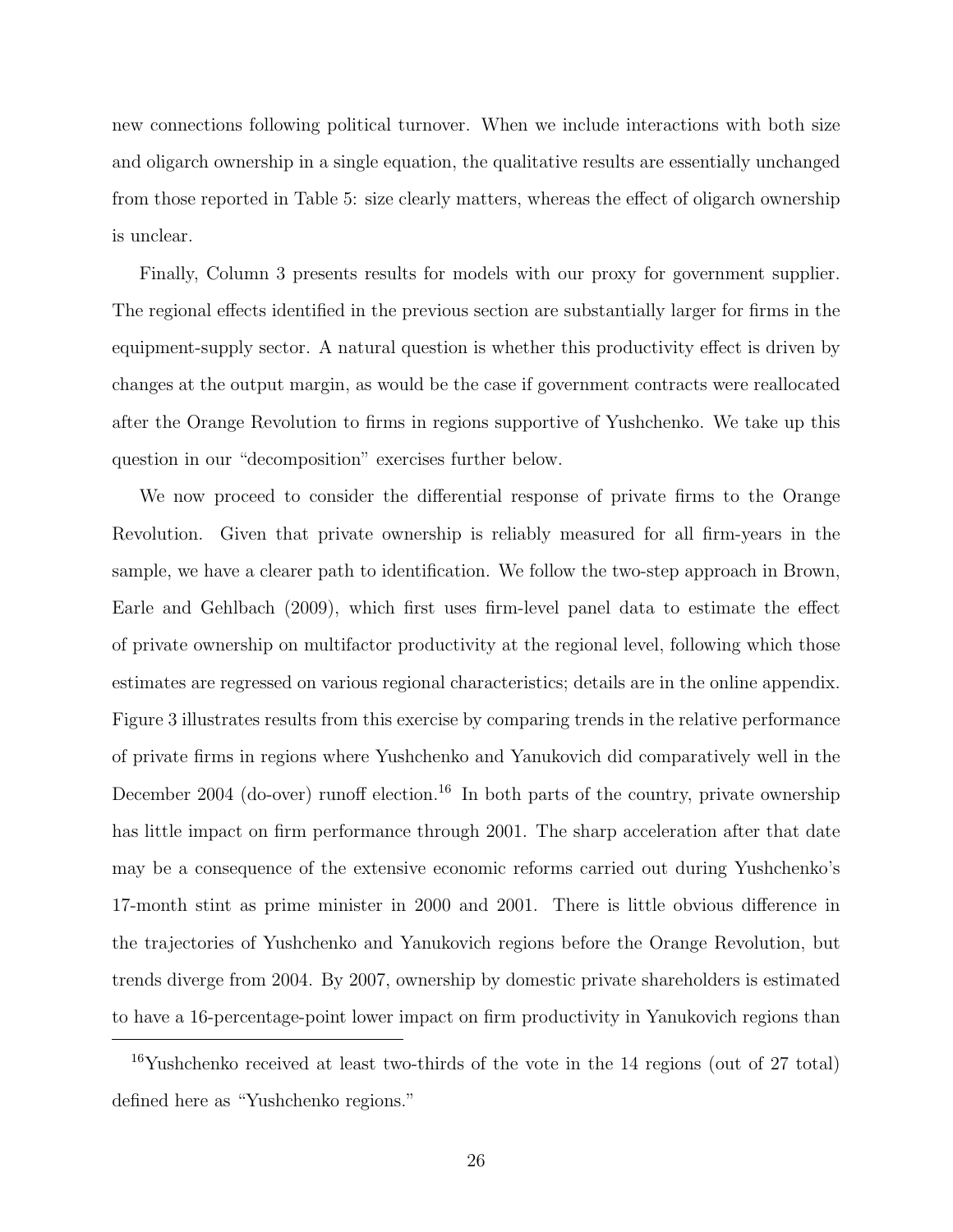new connections following political turnover. When we include interactions with both size and oligarch ownership in a single equation, the qualitative results are essentially unchanged from those reported in Table 5: size clearly matters, whereas the effect of oligarch ownership is unclear.

Finally, Column 3 presents results for models with our proxy for government supplier. The regional effects identified in the previous section are substantially larger for firms in the equipment-supply sector. A natural question is whether this productivity effect is driven by changes at the output margin, as would be the case if government contracts were reallocated after the Orange Revolution to firms in regions supportive of Yushchenko. We take up this question in our "decomposition" exercises further below.

We now proceed to consider the differential response of private firms to the Orange Revolution. Given that private ownership is reliably measured for all firm-years in the sample, we have a clearer path to identification. We follow the two-step approach in Brown, Earle and Gehlbach (2009), which first uses firm-level panel data to estimate the effect of private ownership on multifactor productivity at the regional level, following which those estimates are regressed on various regional characteristics; details are in the online appendix. Figure 3 illustrates results from this exercise by comparing trends in the relative performance of private firms in regions where Yushchenko and Yanukovich did comparatively well in the December 2004 (do-over) runoff election.[16] In both parts of the country, private ownership has little impact on firm performance through 2001. The sharp acceleration after that date may be a consequence of the extensive economic reforms carried out during Yushchenko's 17-month stint as prime minister in 2000 and 2001. There is little obvious difference in the trajectories of Yushchenko and Yanukovich regions before the Orange Revolution, but trends diverge from 2004. By 2007, ownership by domestic private shareholders is estimated to have a 16-percentage-point lower impact on firm productivity in Yanukovich regions than

[16] Yushchenko received at least two-thirds of the vote in the 14 regions (out of 27 total) defined here as "Yushchenko regions."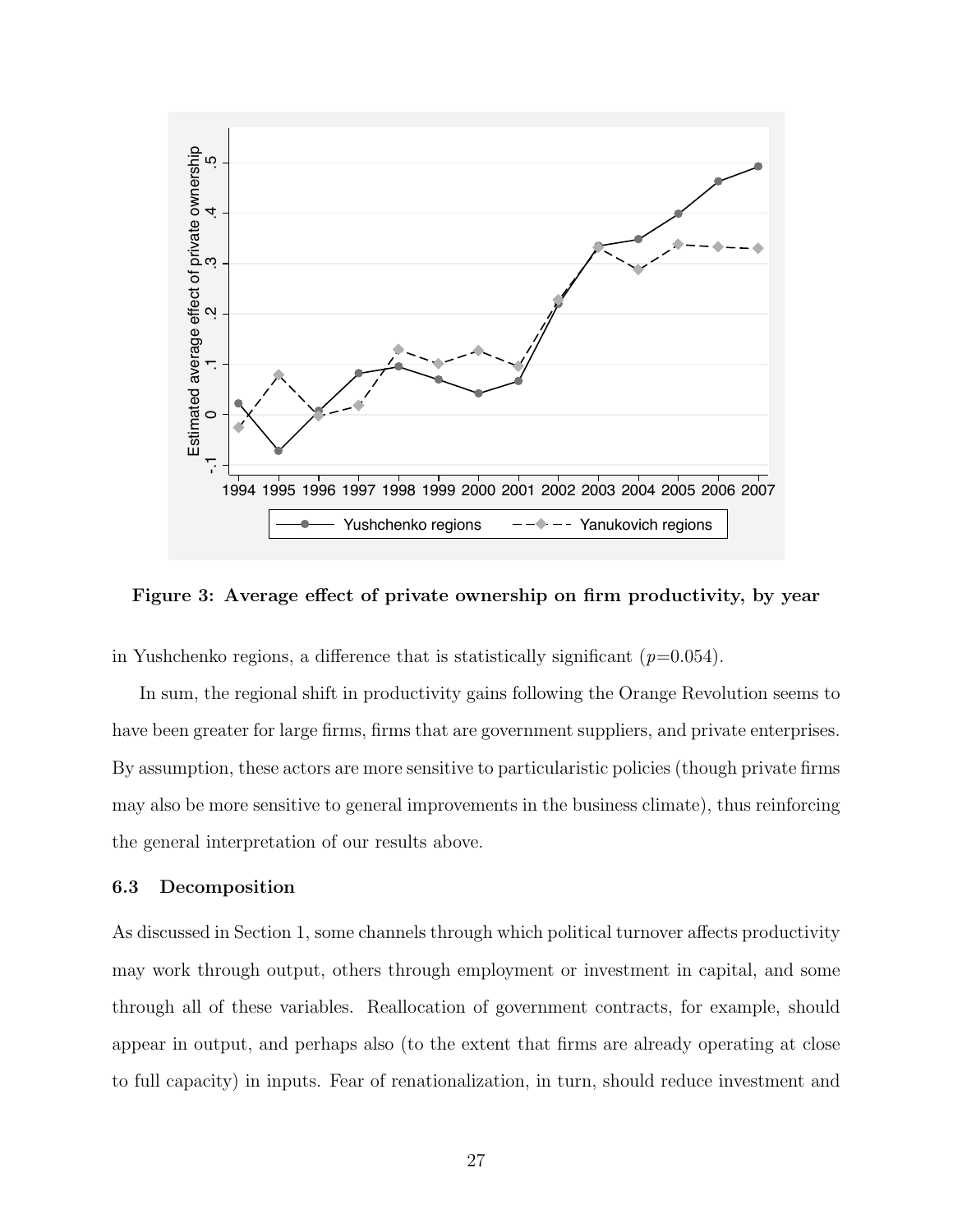**Figure 3: Average effect of private ownership on firm productivity, by year**

in Yushchenko regions, a difference that is statistically significant ($p$=0.054).

In sum, the regional shift in productivity gains following the Orange Revolution seems to have been greater for large firms, firms that are government suppliers, and private enterprises. By assumption, these actors are more sensitive to particularistic policies (though private firms may also be more sensitive to general improvements in the business climate), thus reinforcing the general interpretation of our results above.

### 6.3 Decomposition

As discussed in Section 1, some channels through which political turnover affects productivity may work through output, others through employment or investment in capital, and some through all of these variables. Reallocation of government contracts, for example, should appear in output, and perhaps also (to the extent that firms are already operating at close to full capacity) in inputs. Fear of renationalization, in turn, should reduce investment and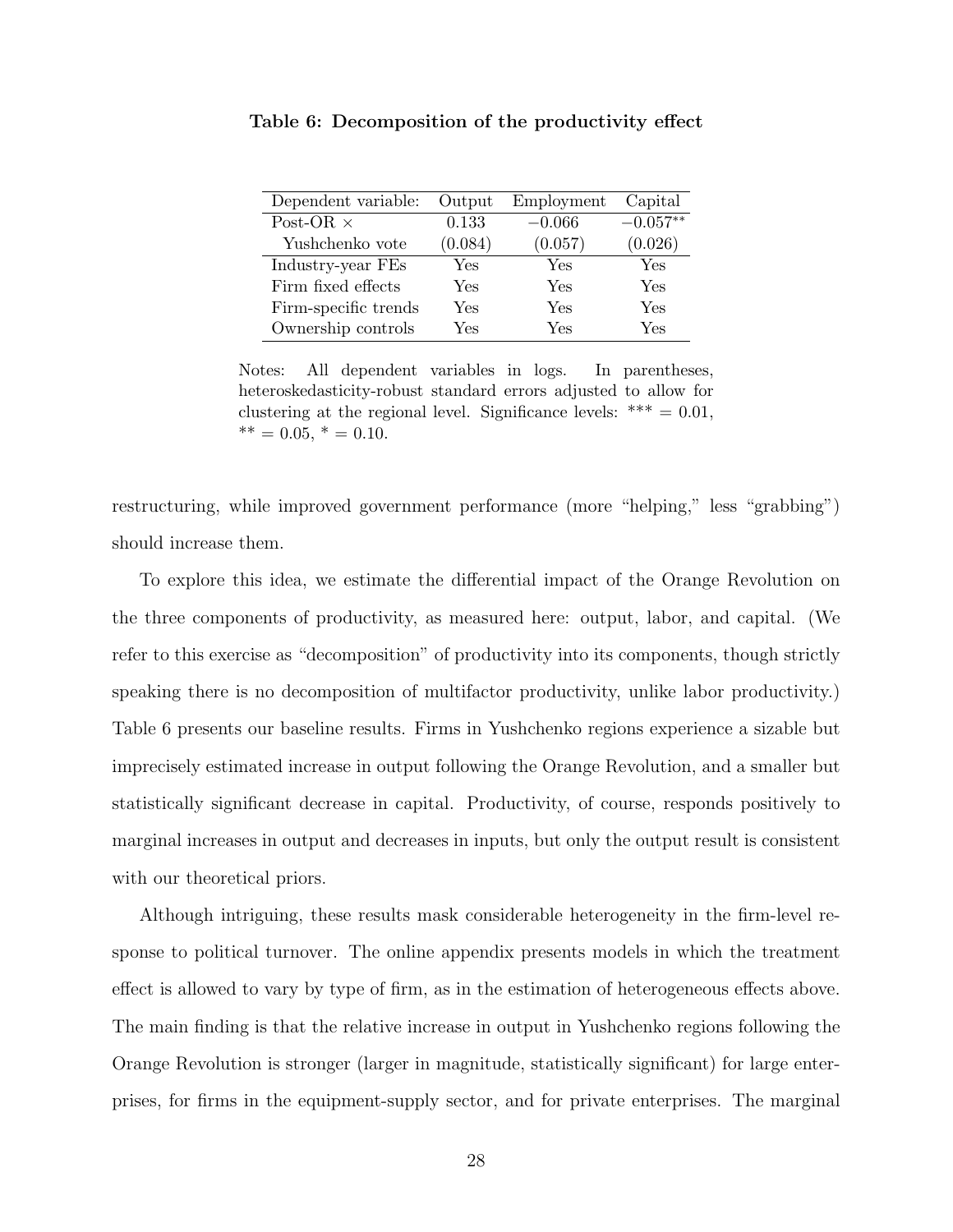**Table 6: Decomposition of the productivity effect**

| Dependent variable: | Output | Employment | Capital |
|---|---|---|---|
| Post-OR × | 0.133 | −0.066 | −0.057** |
| Yushchenko vote | (0.084) | (0.057) | (0.026) |
| Industry-year FEs | Yes | Yes | Yes |
| Firm fixed effects | Yes | Yes | Yes |
| Firm-specific trends | Yes | Yes | Yes |
| Ownership controls | Yes | Yes | Yes |

Notes: All dependent variables in logs. In parentheses, heteroskedasticity-robust standard errors adjusted to allow for clustering at the regional level. Significance levels: *** = 0.01, ** = 0.05, * = 0.10.

restructuring, while improved government performance (more "helping," less "grabbing") should increase them.

To explore this idea, we estimate the differential impact of the Orange Revolution on the three components of productivity, as measured here: output, labor, and capital. (We refer to this exercise as "decomposition" of productivity into its components, though strictly speaking there is no decomposition of multifactor productivity, unlike labor productivity.) Table 6 presents our baseline results. Firms in Yushchenko regions experience a sizable but imprecisely estimated increase in output following the Orange Revolution, and a smaller but statistically significant decrease in capital. Productivity, of course, responds positively to marginal increases in output and decreases in inputs, but only the output result is consistent with our theoretical priors.

Although intriguing, these results mask considerable heterogeneity in the firm-level response to political turnover. The online appendix presents models in which the treatment effect is allowed to vary by type of firm, as in the estimation of heterogeneous effects above. The main finding is that the relative increase in output in Yushchenko regions following the Orange Revolution is stronger (larger in magnitude, statistically significant) for large enterprises, for firms in the equipment-supply sector, and for private enterprises. The marginal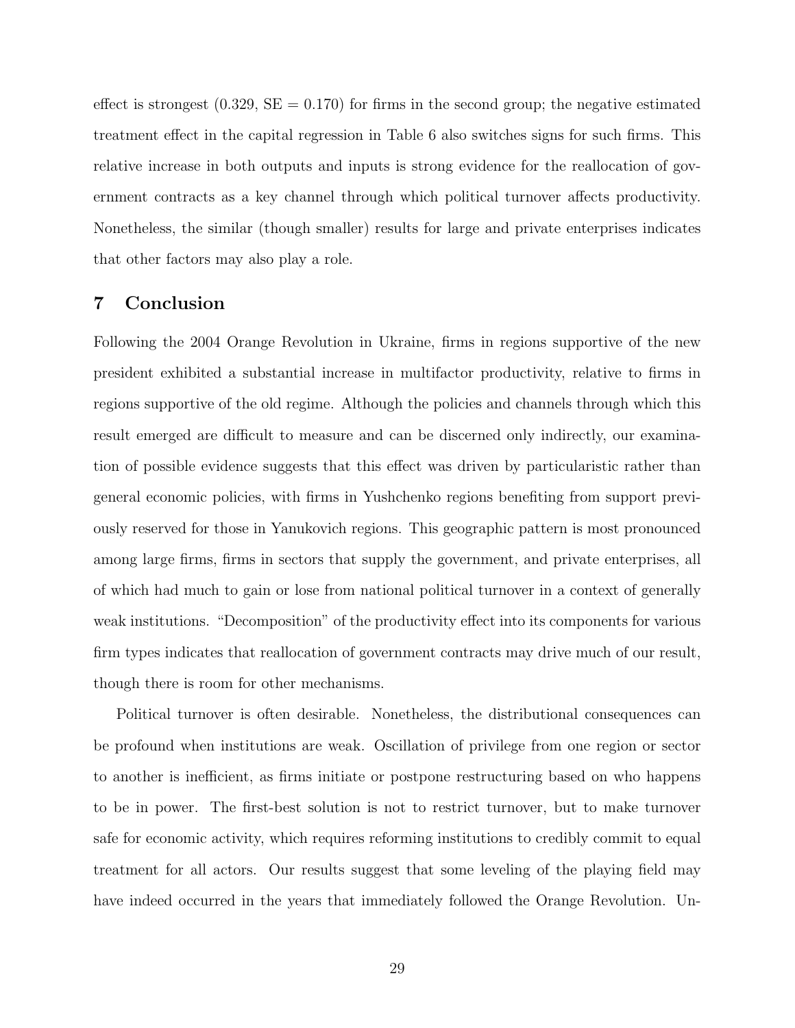effect is strongest (0.329, SE = 0.170) for firms in the second group; the negative estimated treatment effect in the capital regression in Table 6 also switches signs for such firms. This relative increase in both outputs and inputs is strong evidence for the reallocation of government contracts as a key channel through which political turnover affects productivity. Nonetheless, the similar (though smaller) results for large and private enterprises indicates that other factors may also play a role.

## 7 Conclusion

Following the 2004 Orange Revolution in Ukraine, firms in regions supportive of the new president exhibited a substantial increase in multifactor productivity, relative to firms in regions supportive of the old regime. Although the policies and channels through which this result emerged are difficult to measure and can be discerned only indirectly, our examination of possible evidence suggests that this effect was driven by particularistic rather than general economic policies, with firms in Yushchenko regions benefiting from support previously reserved for those in Yanukovich regions. This geographic pattern is most pronounced among large firms, firms in sectors that supply the government, and private enterprises, all of which had much to gain or lose from national political turnover in a context of generally weak institutions. "Decomposition" of the productivity effect into its components for various firm types indicates that reallocation of government contracts may drive much of our result, though there is room for other mechanisms.

Political turnover is often desirable. Nonetheless, the distributional consequences can be profound when institutions are weak. Oscillation of privilege from one region or sector to another is inefficient, as firms initiate or postpone restructuring based on who happens to be in power. The first-best solution is not to restrict turnover, but to make turnover safe for economic activity, which requires reforming institutions to credibly commit to equal treatment for all actors. Our results suggest that some leveling of the playing field may have indeed occurred in the years that immediately followed the Orange Revolution. Un-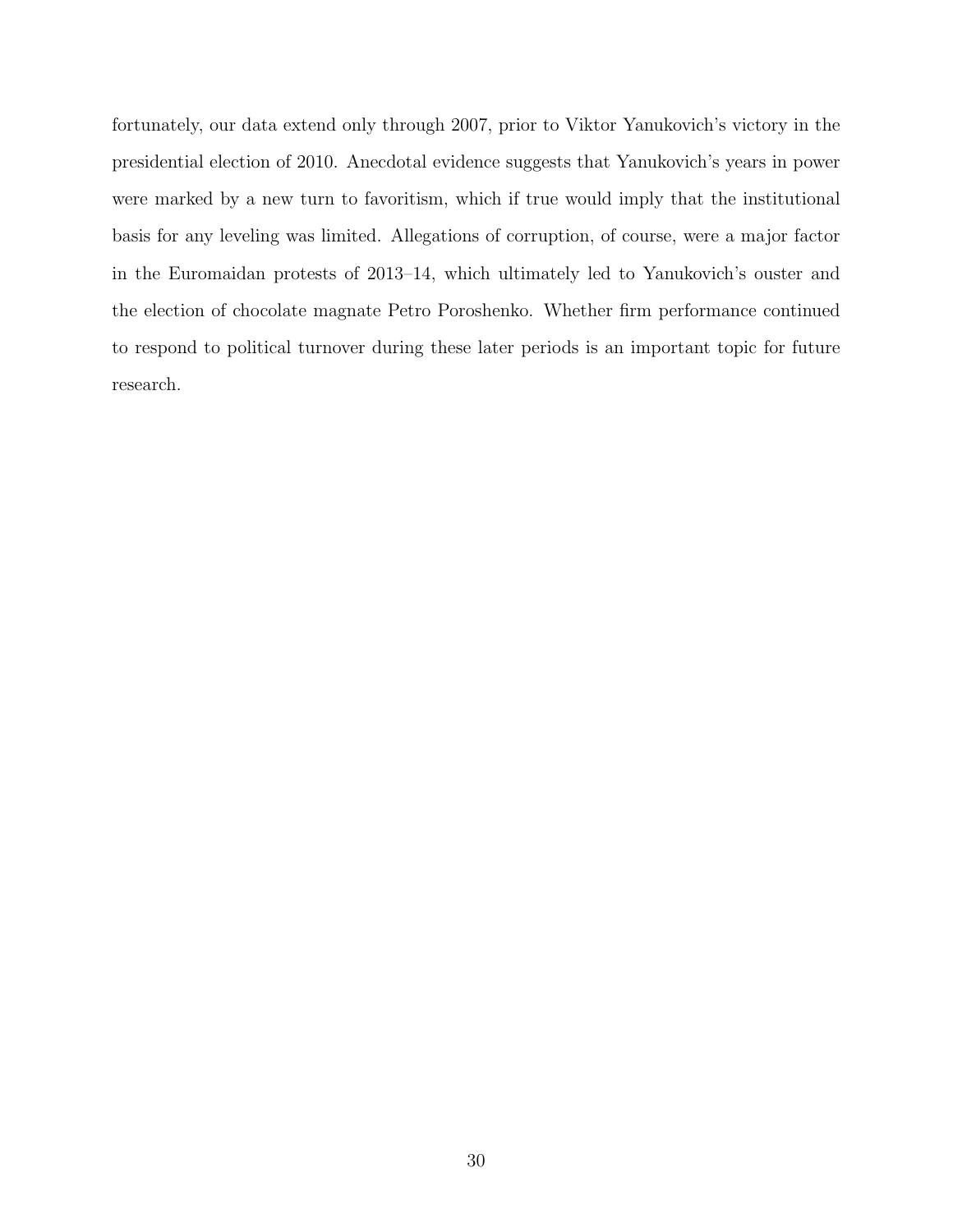fortunately, our data extend only through 2007, prior to Viktor Yanukovich's victory in the presidential election of 2010. Anecdotal evidence suggests that Yanukovich's years in power were marked by a new turn to favoritism, which if true would imply that the institutional basis for any leveling was limited. Allegations of corruption, of course, were a major factor in the Euromaidan protests of 2013–14, which ultimately led to Yanukovich's ouster and the election of chocolate magnate Petro Poroshenko. Whether firm performance continued to respond to political turnover during these later periods is an important topic for future research.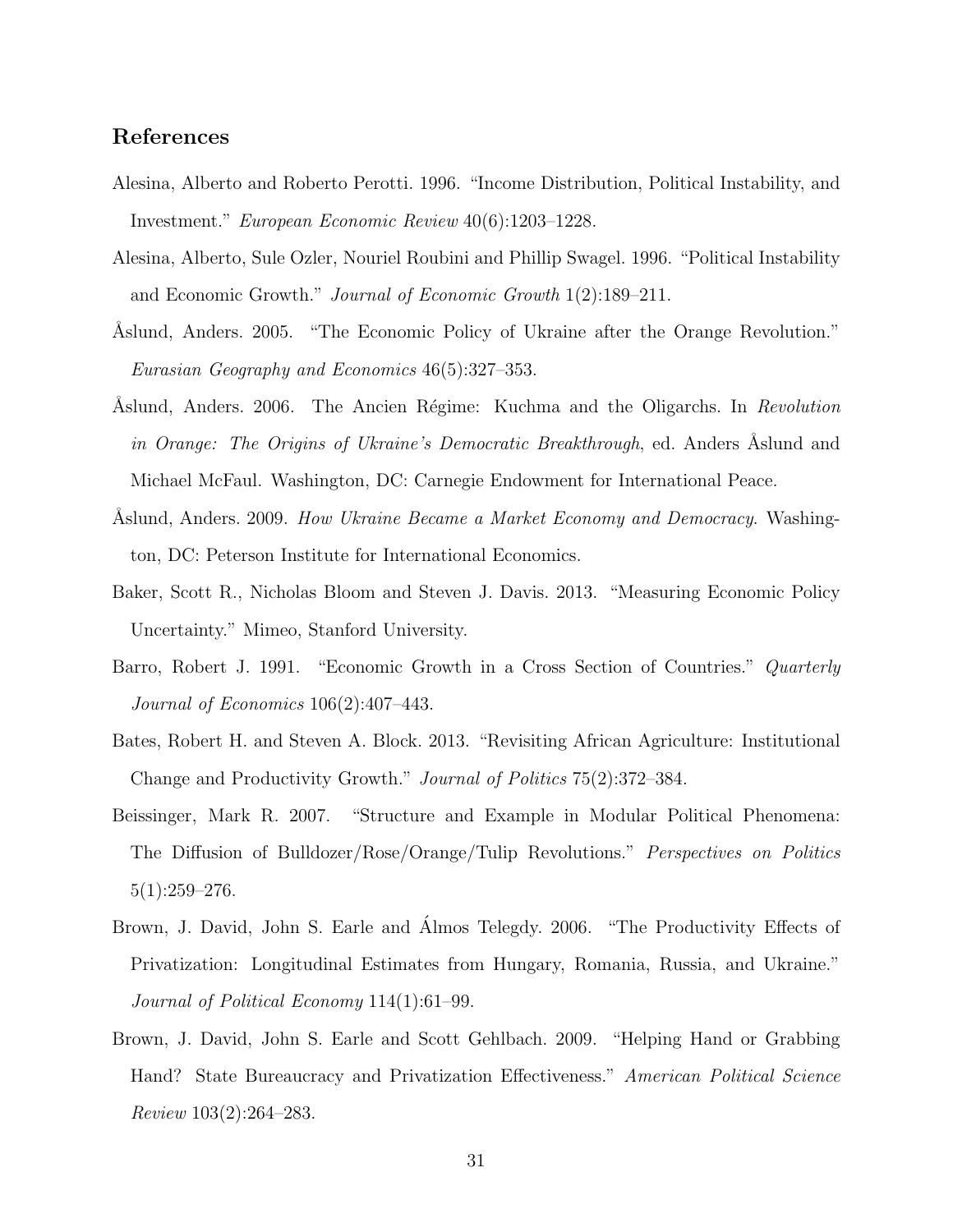## References

Alesina, Alberto and Roberto Perotti. 1996. "Income Distribution, Political Instability, and Investment." *European Economic Review* 40(6):1203–1228.

Alesina, Alberto, Sule Ozler, Nouriel Roubini and Phillip Swagel. 1996. "Political Instability and Economic Growth." *Journal of Economic Growth* 1(2):189–211.

Åslund, Anders. 2005. "The Economic Policy of Ukraine after the Orange Revolution." *Eurasian Geography and Economics* 46(5):327–353.

Åslund, Anders. 2006. The Ancien Régime: Kuchma and the Oligarchs. In *Revolution in Orange: The Origins of Ukraine's Democratic Breakthrough*, ed. Anders Åslund and Michael McFaul. Washington, DC: Carnegie Endowment for International Peace.

Åslund, Anders. 2009. *How Ukraine Became a Market Economy and Democracy.* Washington, DC: Peterson Institute for International Economics.

Baker, Scott R., Nicholas Bloom and Steven J. Davis. 2013. "Measuring Economic Policy Uncertainty." Mimeo, Stanford University.

Barro, Robert J. 1991. "Economic Growth in a Cross Section of Countries." *Quarterly Journal of Economics* 106(2):407–443.

Bates, Robert H. and Steven A. Block. 2013. "Revisiting African Agriculture: Institutional Change and Productivity Growth." *Journal of Politics* 75(2):372–384.

Beissinger, Mark R. 2007. "Structure and Example in Modular Political Phenomena: The Diffusion of Bulldozer/Rose/Orange/Tulip Revolutions." *Perspectives on Politics* 5(1):259–276.

Brown, J. David, John S. Earle and Álmos Telegdy. 2006. "The Productivity Effects of Privatization: Longitudinal Estimates from Hungary, Romania, Russia, and Ukraine." *Journal of Political Economy* 114(1):61–99.

Brown, J. David, John S. Earle and Scott Gehlbach. 2009. "Helping Hand or Grabbing Hand? State Bureaucracy and Privatization Effectiveness." *American Political Science Review* 103(2):264–283.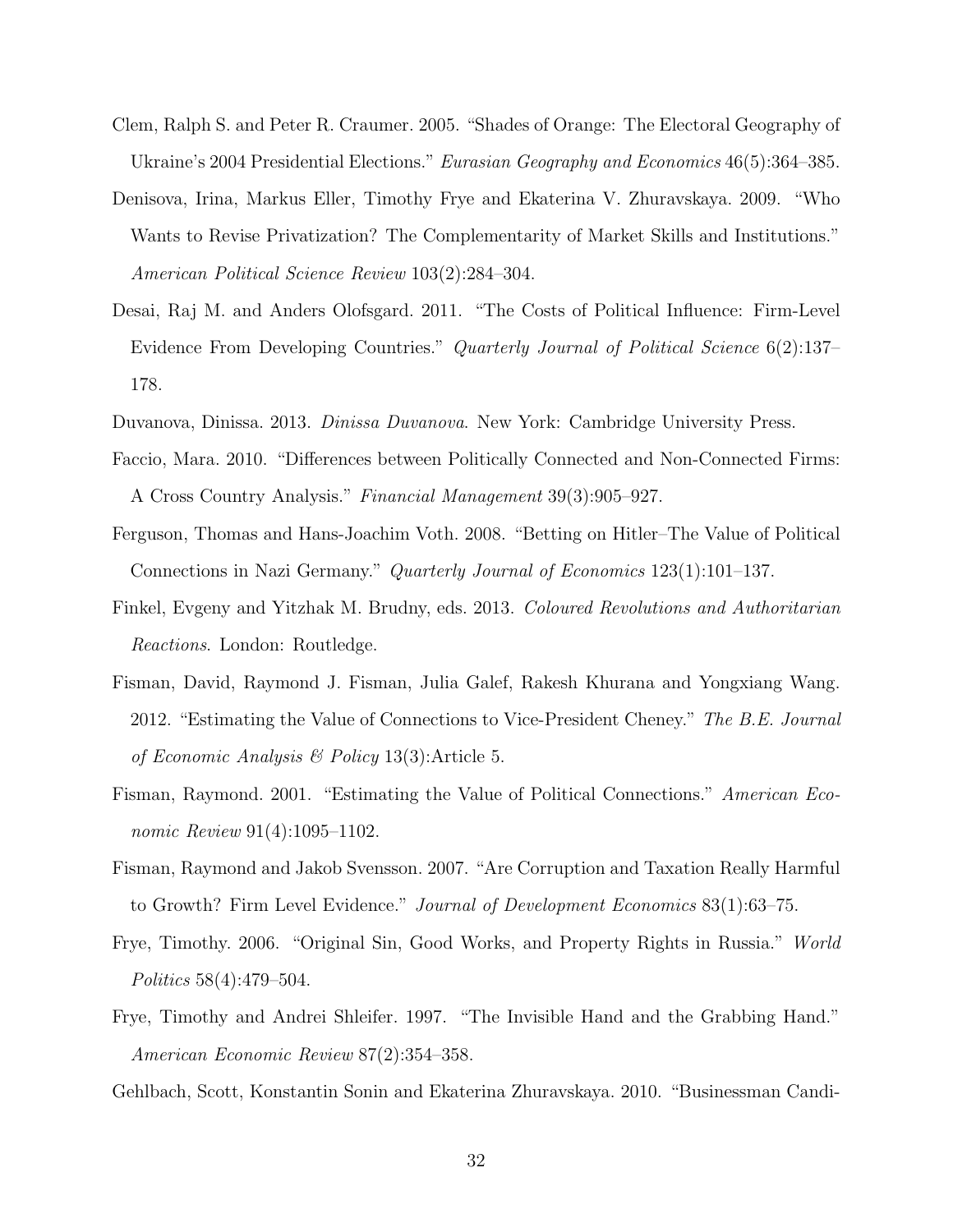Clem, Ralph S. and Peter R. Craumer. 2005. "Shades of Orange: The Electoral Geography of Ukraine's 2004 Presidential Elections." *Eurasian Geography and Economics* 46(5):364–385.

Denisova, Irina, Markus Eller, Timothy Frye and Ekaterina V. Zhuravskaya. 2009. "Who Wants to Revise Privatization? The Complementarity of Market Skills and Institutions." *American Political Science Review* 103(2):284–304.

Desai, Raj M. and Anders Olofsgard. 2011. "The Costs of Political Influence: Firm-Level Evidence From Developing Countries." *Quarterly Journal of Political Science* 6(2):137–178.

Duvanova, Dinissa. 2013. *Dinissa Duvanova*. New York: Cambridge University Press.

Faccio, Mara. 2010. "Differences between Politically Connected and Non-Connected Firms: A Cross Country Analysis." *Financial Management* 39(3):905–927.

Ferguson, Thomas and Hans-Joachim Voth. 2008. "Betting on Hitler–The Value of Political Connections in Nazi Germany." *Quarterly Journal of Economics* 123(1):101–137.

Finkel, Evgeny and Yitzhak M. Brudny, eds. 2013. *Coloured Revolutions and Authoritarian Reactions*. London: Routledge.

Fisman, David, Raymond J. Fisman, Julia Galef, Rakesh Khurana and Yongxiang Wang. 2012. "Estimating the Value of Connections to Vice-President Cheney." *The B.E. Journal of Economic Analysis & Policy* 13(3):Article 5.

Fisman, Raymond. 2001. "Estimating the Value of Political Connections." *American Economic Review* 91(4):1095–1102.

Fisman, Raymond and Jakob Svensson. 2007. "Are Corruption and Taxation Really Harmful to Growth? Firm Level Evidence." *Journal of Development Economics* 83(1):63–75.

Frye, Timothy. 2006. "Original Sin, Good Works, and Property Rights in Russia." *World Politics* 58(4):479–504.

Frye, Timothy and Andrei Shleifer. 1997. "The Invisible Hand and the Grabbing Hand." *American Economic Review* 87(2):354–358.

Gehlbach, Scott, Konstantin Sonin and Ekaterina Zhuravskaya. 2010. "Businessman Candi-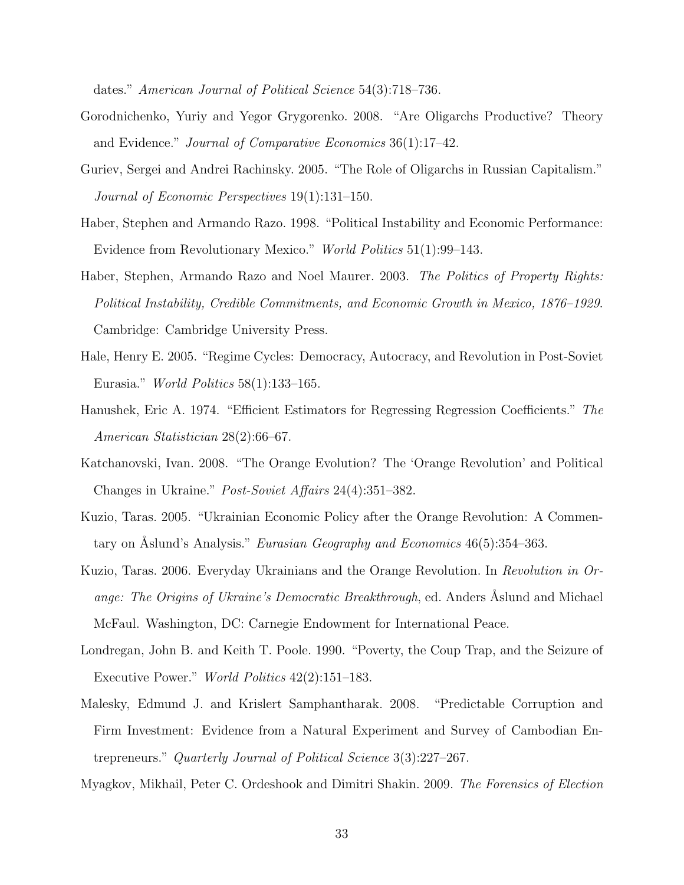dates." *American Journal of Political Science* 54(3):718–736.

Gorodnichenko, Yuriy and Yegor Grygorenko. 2008. "Are Oligarchs Productive? Theory and Evidence." *Journal of Comparative Economics* 36(1):17–42.

Guriev, Sergei and Andrei Rachinsky. 2005. "The Role of Oligarchs in Russian Capitalism." *Journal of Economic Perspectives* 19(1):131–150.

Haber, Stephen and Armando Razo. 1998. "Political Instability and Economic Performance: Evidence from Revolutionary Mexico." *World Politics* 51(1):99–143.

Haber, Stephen, Armando Razo and Noel Maurer. 2003. *The Politics of Property Rights: Political Instability, Credible Commitments, and Economic Growth in Mexico, 1876–1929*. Cambridge: Cambridge University Press.

Hale, Henry E. 2005. "Regime Cycles: Democracy, Autocracy, and Revolution in Post-Soviet Eurasia." *World Politics* 58(1):133–165.

Hanushek, Eric A. 1974. "Efficient Estimators for Regressing Regression Coefficients." *The American Statistician* 28(2):66–67.

Katchanovski, Ivan. 2008. "The Orange Evolution? The 'Orange Revolution' and Political Changes in Ukraine." *Post-Soviet Affairs* 24(4):351–382.

Kuzio, Taras. 2005. "Ukrainian Economic Policy after the Orange Revolution: A Commentary on Åslund's Analysis." *Eurasian Geography and Economics* 46(5):354–363.

Kuzio, Taras. 2006. Everyday Ukrainians and the Orange Revolution. In *Revolution in Orange: The Origins of Ukraine's Democratic Breakthrough*, ed. Anders Åslund and Michael McFaul. Washington, DC: Carnegie Endowment for International Peace.

Londregan, John B. and Keith T. Poole. 1990. "Poverty, the Coup Trap, and the Seizure of Executive Power." *World Politics* 42(2):151–183.

Malesky, Edmund J. and Krislert Samphantharak. 2008. "Predictable Corruption and Firm Investment: Evidence from a Natural Experiment and Survey of Cambodian Entrepreneurs." *Quarterly Journal of Political Science* 3(3):227–267.

Myagkov, Mikhail, Peter C. Ordeshook and Dimitri Shakin. 2009. *The Forensics of Election*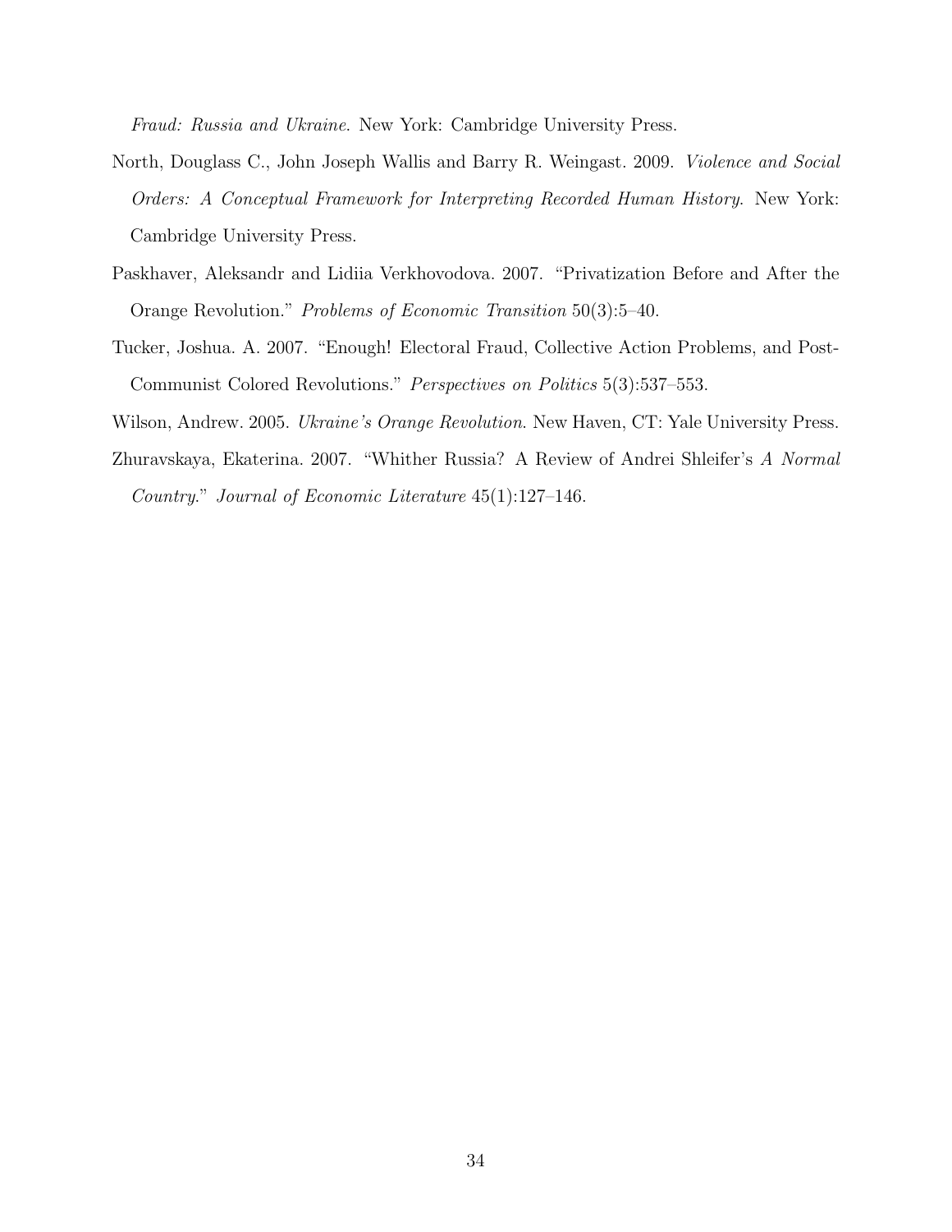*Fraud: Russia and Ukraine*. New York: Cambridge University Press.

North, Douglass C., John Joseph Wallis and Barry R. Weingast. 2009. *Violence and Social Orders: A Conceptual Framework for Interpreting Recorded Human History.* New York: Cambridge University Press.

Paskhaver, Aleksandr and Lidiia Verkhovodova. 2007. "Privatization Before and After the Orange Revolution." *Problems of Economic Transition* 50(3):5–40.

Tucker, Joshua. A. 2007. "Enough! Electoral Fraud, Collective Action Problems, and Post-Communist Colored Revolutions." *Perspectives on Politics* 5(3):537–553.

Wilson, Andrew. 2005. *Ukraine's Orange Revolution*. New Haven, CT: Yale University Press.

Zhuravskaya, Ekaterina. 2007. "Whither Russia? A Review of Andrei Shleifer's *A Normal Country*." *Journal of Economic Literature* 45(1):127–146.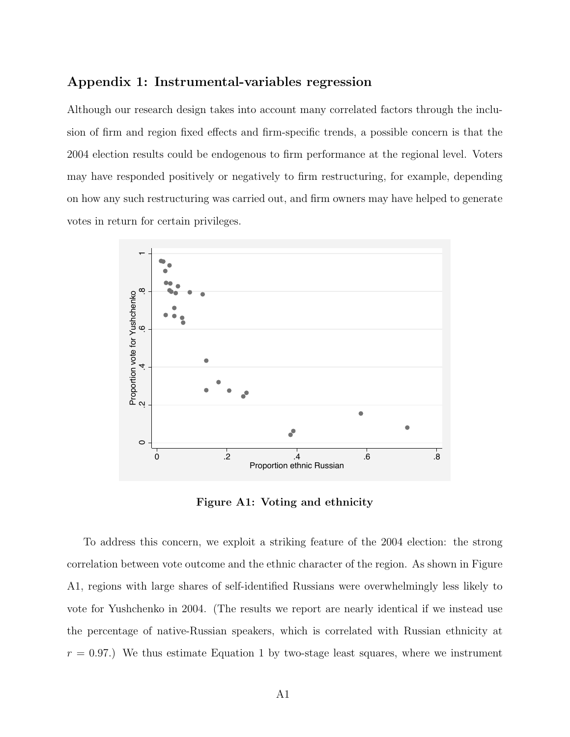## Appendix 1: Instrumental-variables regression

Although our research design takes into account many correlated factors through the inclusion of firm and region fixed effects and firm-specific trends, a possible concern is that the 2004 election results could be endogenous to firm performance at the regional level. Voters may have responded positively or negatively to firm restructuring, for example, depending on how any such restructuring was carried out, and firm owners may have helped to generate votes in return for certain privileges.

**Figure A1: Voting and ethnicity**

To address this concern, we exploit a striking feature of the 2004 election: the strong correlation between vote outcome and the ethnic character of the region. As shown in Figure A1, regions with large shares of self-identified Russians were overwhelmingly less likely to vote for Yushchenko in 2004. (The results we report are nearly identical if we instead use the percentage of native-Russian speakers, which is correlated with Russian ethnicity at $r = 0.97$.) We thus estimate Equation 1 by two-stage least squares, where we instrument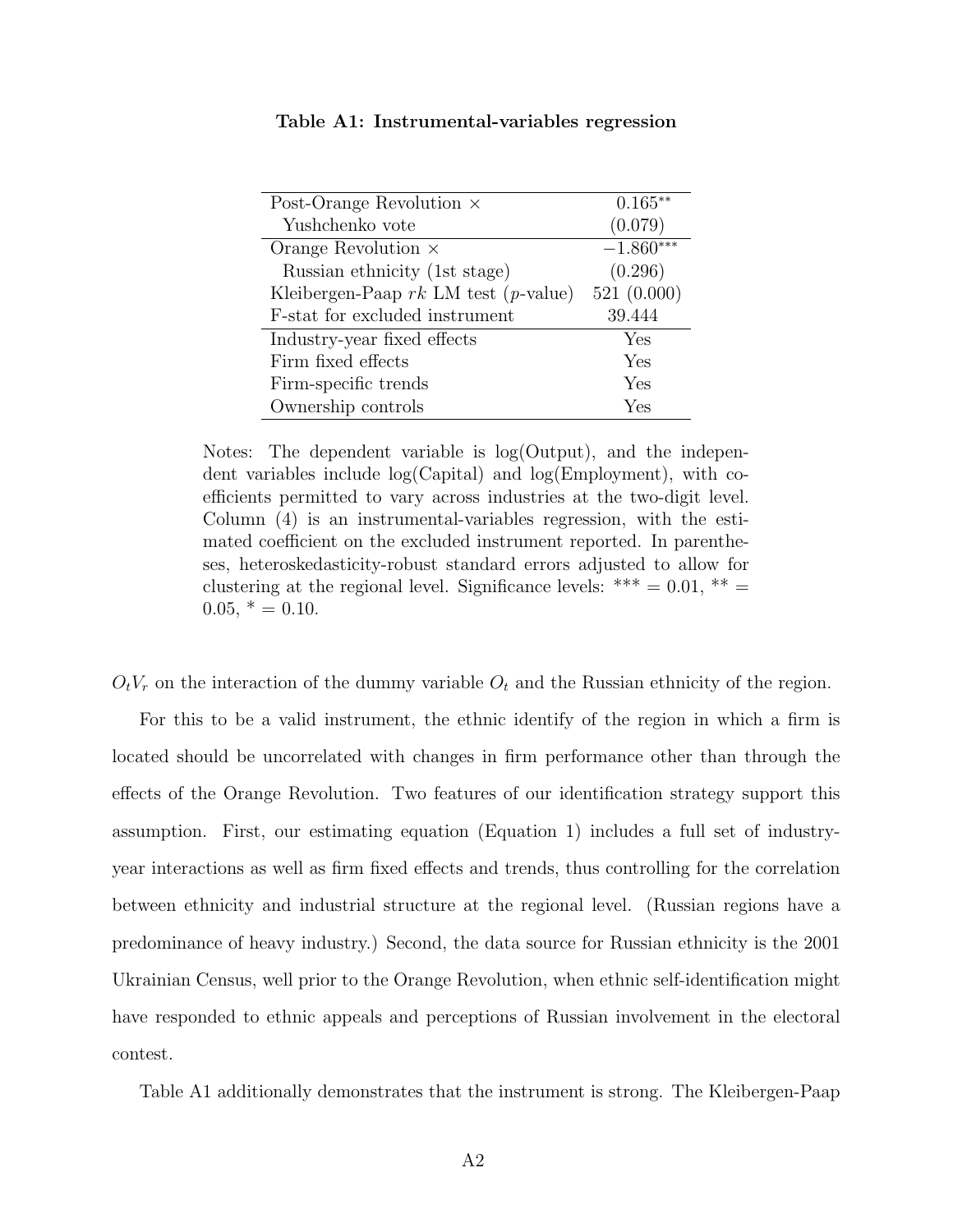**Table A1: Instrumental-variables regression**

| | |
|---|---|
| Post-Orange Revolution × Yushchenko vote | $0.165^{**}$ (0.079) |
| Orange Revolution × Russian ethnicity (1st stage) | $-1.860^{***}$ (0.296) |
| Kleibergen-Paap *rk* LM test (*p*-value) | 521 (0.000) |
| F-stat for excluded instrument | 39.444 |
| Industry-year fixed effects | Yes |
| Firm fixed effects | Yes |
| Firm-specific trends | Yes |
| Ownership controls | Yes |

Notes: The dependent variable is log(Output), and the independent variables include log(Capital) and log(Employment), with coefficients permitted to vary across industries at the two-digit level. Column (4) is an instrumental-variables regression, with the estimated coefficient on the excluded instrument reported. In parentheses, heteroskedasticity-robust standard errors adjusted to allow for clustering at the regional level. Significance levels: *** = 0.01, ** = 0.05, * = 0.10.

$O_t V_r$ on the interaction of the dummy variable $O_t$ and the Russian ethnicity of the region.

For this to be a valid instrument, the ethnic identify of the region in which a firm is located should be uncorrelated with changes in firm performance other than through the effects of the Orange Revolution. Two features of our identification strategy support this assumption. First, our estimating equation (Equation 1) includes a full set of industry-year interactions as well as firm fixed effects and trends, thus controlling for the correlation between ethnicity and industrial structure at the regional level. (Russian regions have a predominance of heavy industry.) Second, the data source for Russian ethnicity is the 2001 Ukrainian Census, well prior to the Orange Revolution, when ethnic self-identification might have responded to ethnic appeals and perceptions of Russian involvement in the electoral contest.

Table A1 additionally demonstrates that the instrument is strong. The Kleibergen-Paap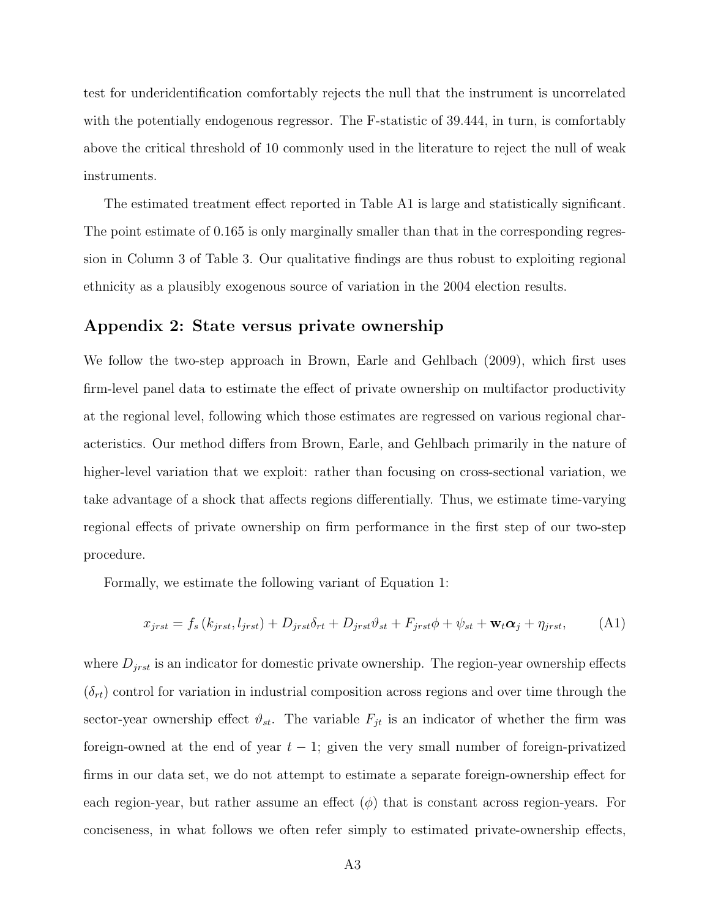test for underidentification comfortably rejects the null that the instrument is uncorrelated with the potentially endogenous regressor. The F-statistic of 39.444, in turn, is comfortably above the critical threshold of 10 commonly used in the literature to reject the null of weak instruments.

The estimated treatment effect reported in Table A1 is large and statistically significant. The point estimate of 0.165 is only marginally smaller than that in the corresponding regression in Column 3 of Table 3. Our qualitative findings are thus robust to exploiting regional ethnicity as a plausibly exogenous source of variation in the 2004 election results.

## Appendix 2: State versus private ownership

We follow the two-step approach in Brown, Earle and Gehlbach (2009), which first uses firm-level panel data to estimate the effect of private ownership on multifactor productivity at the regional level, following which those estimates are regressed on various regional characteristics. Our method differs from Brown, Earle, and Gehlbach primarily in the nature of higher-level variation that we exploit: rather than focusing on cross-sectional variation, we take advantage of a shock that affects regions differentially. Thus, we estimate time-varying regional effects of private ownership on firm performance in the first step of our two-step procedure.

Formally, we estimate the following variant of Equation 1:

$$x_{jrst} = f_s\left(k_{jrst}, l_{jrst}\right) + D_{jrst}\delta_{rt} + D_{jrst}\vartheta_{st} + F_{jrst}\phi + \psi_{st} + \mathbf{w}_t\boldsymbol{\alpha}_j + \eta_{jrst}, \tag{A1}$$

where $D_{jrst}$ is an indicator for domestic private ownership. The region-year ownership effects ($\delta_{rt}$) control for variation in industrial composition across regions and over time through the sector-year ownership effect $\vartheta_{st}$. The variable $F_{jt}$ is an indicator of whether the firm was foreign-owned at the end of year $t-1$; given the very small number of foreign-privatized firms in our data set, we do not attempt to estimate a separate foreign-ownership effect for each region-year, but rather assume an effect ($\phi$) that is constant across region-years. For conciseness, in what follows we often refer simply to estimated private-ownership effects,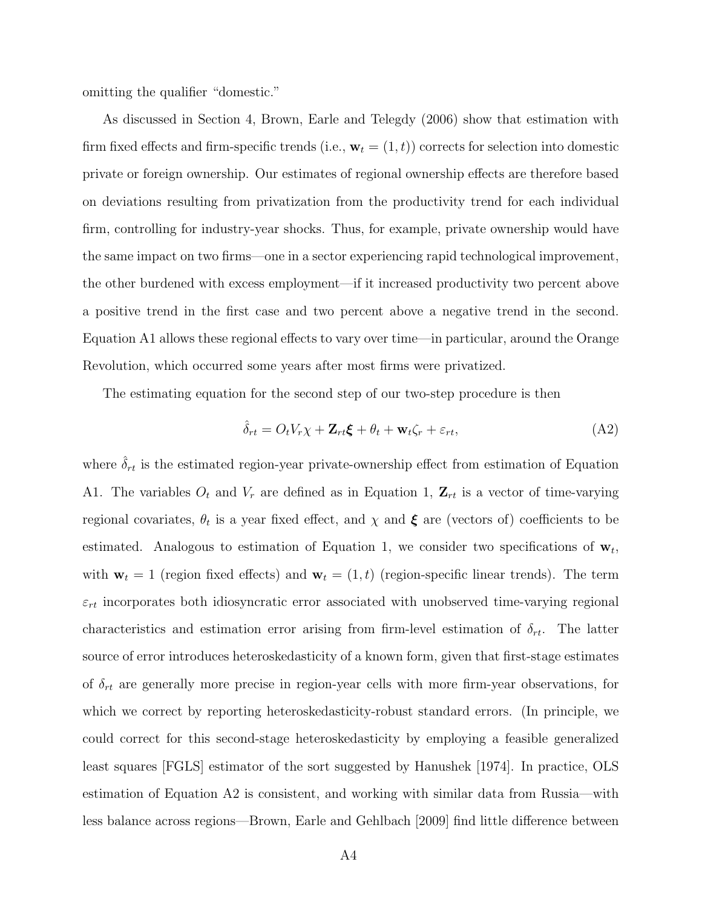omitting the qualifier "domestic."

As discussed in Section 4, Brown, Earle and Telegdy (2006) show that estimation with firm fixed effects and firm-specific trends (i.e., $\mathbf{w}_t = (1, t)$) corrects for selection into domestic private or foreign ownership. Our estimates of regional ownership effects are therefore based on deviations resulting from privatization from the productivity trend for each individual firm, controlling for industry-year shocks. Thus, for example, private ownership would have the same impact on two firms—one in a sector experiencing rapid technological improvement, the other burdened with excess employment—if it increased productivity two percent above a positive trend in the first case and two percent above a negative trend in the second. Equation A1 allows these regional effects to vary over time—in particular, around the Orange Revolution, which occurred some years after most firms were privatized.

The estimating equation for the second step of our two-step procedure is then

$$\hat{\delta}_{rt} = O_t V_r \chi + \mathbf{Z}_{rt} \boldsymbol{\xi} + \theta_t + \mathbf{w}_t \zeta_r + \varepsilon_{rt}, \tag{A2}$$

where $\hat{\delta}_{rt}$ is the estimated region-year private-ownership effect from estimation of Equation A1. The variables $O_t$ and $V_r$ are defined as in Equation 1, $\mathbf{Z}_{rt}$ is a vector of time-varying regional covariates, $\theta_t$ is a year fixed effect, and $\chi$ and $\boldsymbol{\xi}$ are (vectors of) coefficients to be estimated. Analogous to estimation of Equation 1, we consider two specifications of $\mathbf{w}_t$, with $\mathbf{w}_t = 1$ (region fixed effects) and $\mathbf{w}_t = (1, t)$ (region-specific linear trends). The term $\varepsilon_{rt}$ incorporates both idiosyncratic error associated with unobserved time-varying regional characteristics and estimation error arising from firm-level estimation of $\delta_{rt}$. The latter source of error introduces heteroskedasticity of a known form, given that first-stage estimates of $\delta_{rt}$ are generally more precise in region-year cells with more firm-year observations, for which we correct by reporting heteroskedasticity-robust standard errors. (In principle, we could correct for this second-stage heteroskedasticity by employing a feasible generalized least squares [FGLS] estimator of the sort suggested by Hanushek [1974]. In practice, OLS estimation of Equation A2 is consistent, and working with similar data from Russia—with less balance across regions—Brown, Earle and Gehlbach [2009] find little difference between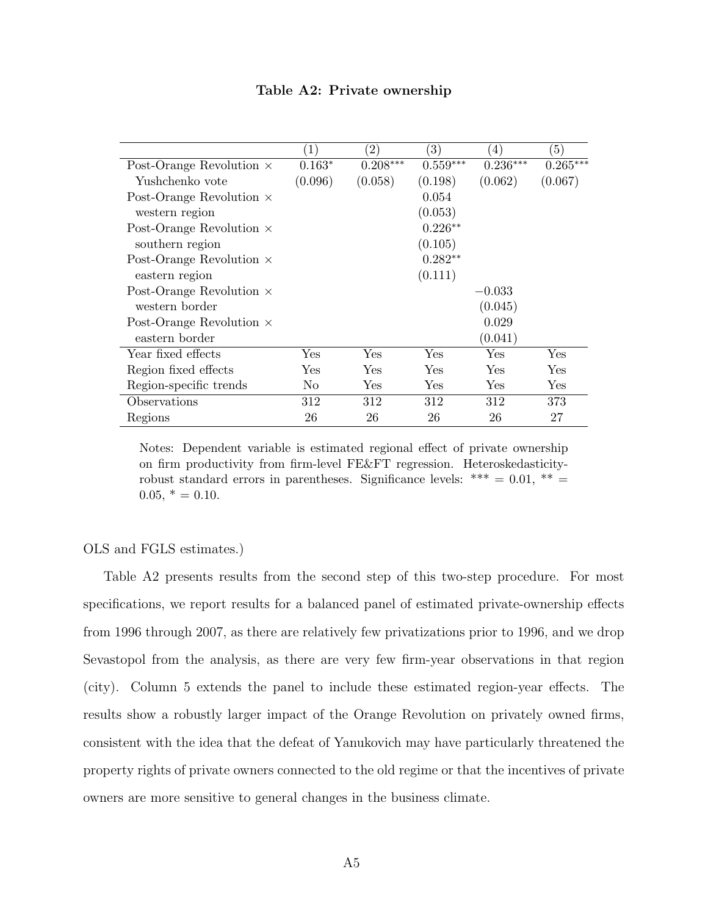**Table A2: Private ownership**

| | (1) | (2) | (3) | (4) | (5) |
|---|---|---|---|---|---|
| Post-Orange Revolution × Yushchenko vote | 0.163* | 0.208*** | 0.559*** | 0.236*** | 0.265*** |
| | (0.096) | (0.058) | (0.198) | (0.062) | (0.067) |
| Post-Orange Revolution × western region | | | 0.054 | | |
| | | | (0.053) | | |
| Post-Orange Revolution × southern region | | | 0.226** | | |
| | | | (0.105) | | |
| Post-Orange Revolution × eastern region | | | 0.282** | | |
| | | | (0.111) | | |
| Post-Orange Revolution × western border | | | | −0.033 | |
| | | | | (0.045) | |
| Post-Orange Revolution × eastern border | | | | 0.029 | |
| | | | | (0.041) | |
| Year fixed effects | Yes | Yes | Yes | Yes | Yes |
| Region fixed effects | Yes | Yes | Yes | Yes | Yes |
| Region-specific trends | No | Yes | Yes | Yes | Yes |
| Observations | 312 | 312 | 312 | 312 | 373 |
| Regions | 26 | 26 | 26 | 26 | 27 |

Notes: Dependent variable is estimated regional effect of private ownership on firm productivity from firm-level FE&FT regression. Heteroskedasticity-robust standard errors in parentheses. Significance levels: *** = 0.01, ** = 0.05, * = 0.10.

OLS and FGLS estimates.)

Table A2 presents results from the second step of this two-step procedure. For most specifications, we report results for a balanced panel of estimated private-ownership effects from 1996 through 2007, as there are relatively few privatizations prior to 1996, and we drop Sevastopol from the analysis, as there are very few firm-year observations in that region (city). Column 5 extends the panel to include these estimated region-year effects. The results show a robustly larger impact of the Orange Revolution on privately owned firms, consistent with the idea that the defeat of Yanukovich may have particularly threatened the property rights of private owners connected to the old regime or that the incentives of private owners are more sensitive to general changes in the business climate.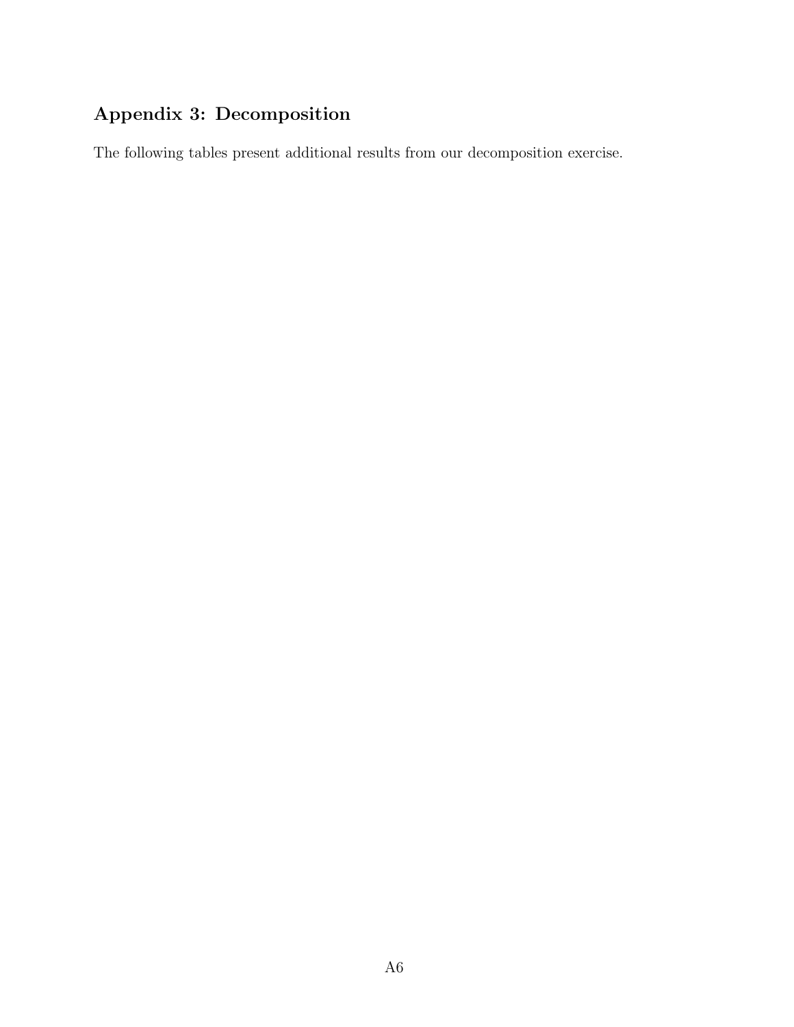## Appendix 3: Decomposition

The following tables present additional results from our decomposition exercise.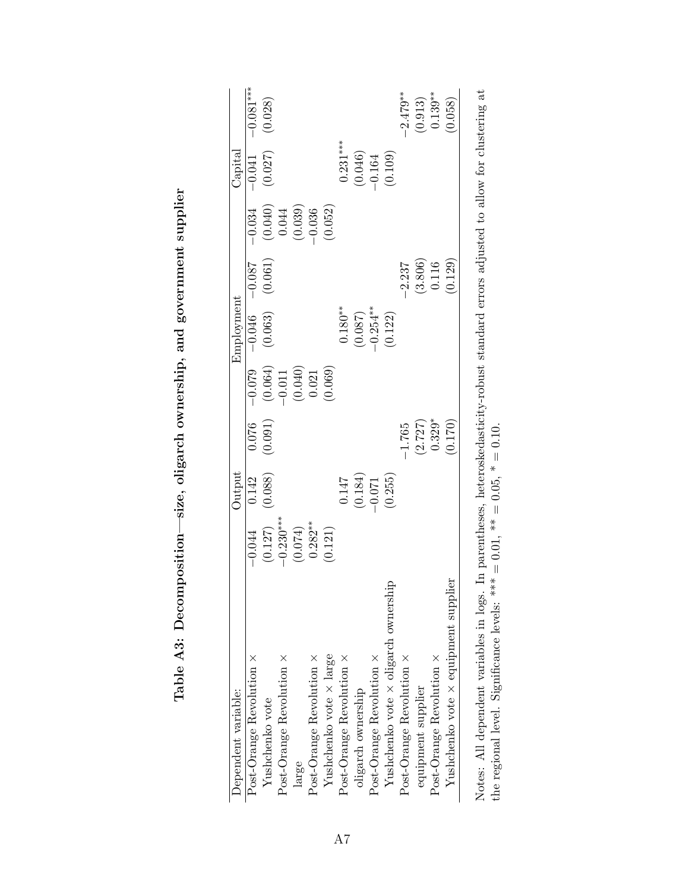**Table A3: Decomposition—size, oligarch ownership, and government supplier**

| Dependent variable: | Output | | | Employment | | | Capital | | |
|---|---|---|---|---|---|---|---|---|---|
| Post-Orange Revolution × | −0.044 | 0.142 | 0.076 | −0.079 | −0.046 | −0.087 | −0.034 | −0.041 | −0.081*** |
| Yushchenko vote | (0.127) | (0.088) | (0.091) | (0.064) | (0.063) | (0.061) | (0.040) | (0.027) | (0.028) |
| Post-Orange Revolution × | −0.230*** | | | −0.011 | | | 0.044 | | |
| large | (0.074) | | | (0.040) | | | (0.039) | | |
| Post-Orange Revolution × | 0.282** | | | 0.021 | | | −0.036 | | |
| Yushchenko vote × large | (0.121) | | | (0.069) | | | (0.052) | | |
| Post-Orange Revolution × | | 0.147 | | | 0.180** | | | 0.231*** | |
| oligarch ownership | | (0.184) | | | (0.087) | | | (0.046) | |
| Post-Orange Revolution × | | −0.071 | | | −0.254** | | | −0.164 | |
| Yushchenko vote × oligarch ownership | | (0.255) | | | (0.122) | | | (0.109) | |
| Post-Orange Revolution × | | | −1.765 | | | −2.237 | | | −2.479** |
| equipment supplier | | | (2.727) | | | (3.806) | | | (0.913) |
| Post-Orange Revolution × | | | 0.329* | | | 0.116 | | | 0.139** |
| Yushchenko vote × equipment supplier | | | (0.170) | | | (0.129) | | | (0.058) |

Notes: All dependent variables in logs. In parentheses, heteroskedasticity-robust standard errors adjusted to allow for clustering at the regional level. Significance levels: *** = 0.01, ** = 0.05, * = 0.10.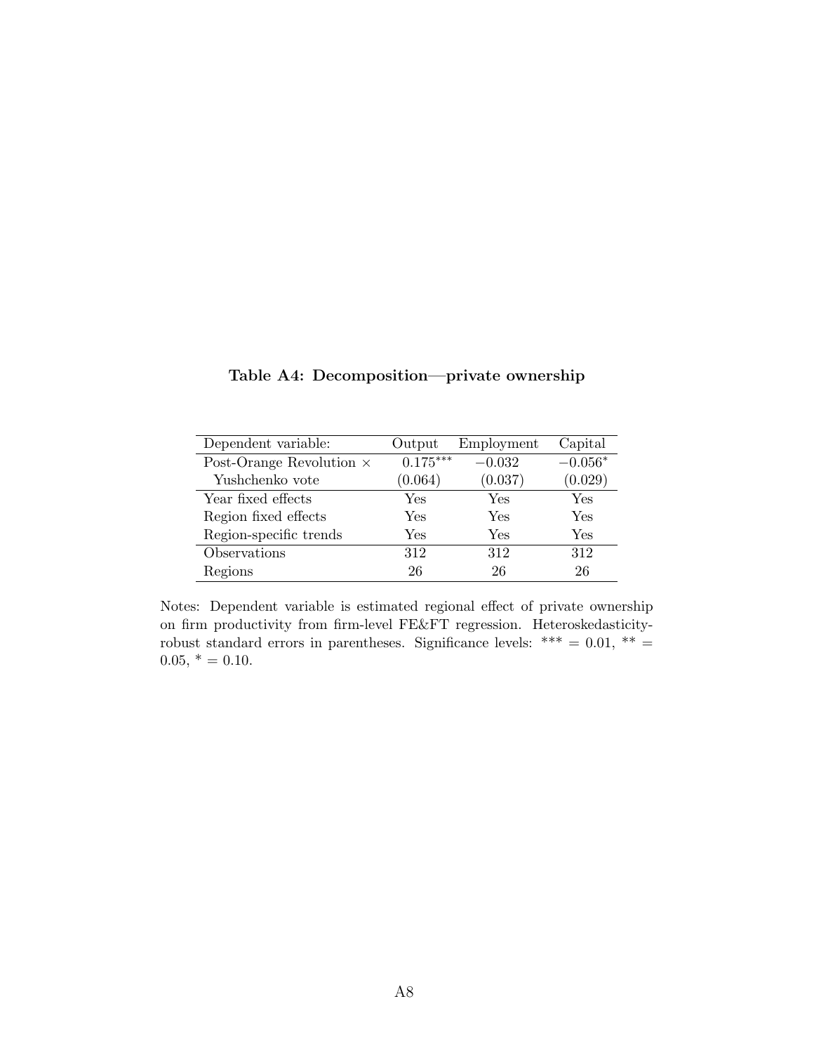**Table A4: Decomposition—private ownership**

| Dependent variable: | Output | Employment | Capital |
|---|---|---|---|
| Post-Orange Revolution × Yushchenko vote | $0.175^{***}$ (0.064) | $-0.032$ (0.037) | $-0.056^{*}$ (0.029) |
| Year fixed effects | Yes | Yes | Yes |
| Region fixed effects | Yes | Yes | Yes |
| Region-specific trends | Yes | Yes | Yes |
| Observations | 312 | 312 | 312 |
| Regions | 26 | 26 | 26 |

Notes: Dependent variable is estimated regional effect of private ownership on firm productivity from firm-level FE&FT regression. Heteroskedasticity-robust standard errors in parentheses. Significance levels: *** = 0.01, ** = 0.05, * = 0.10.